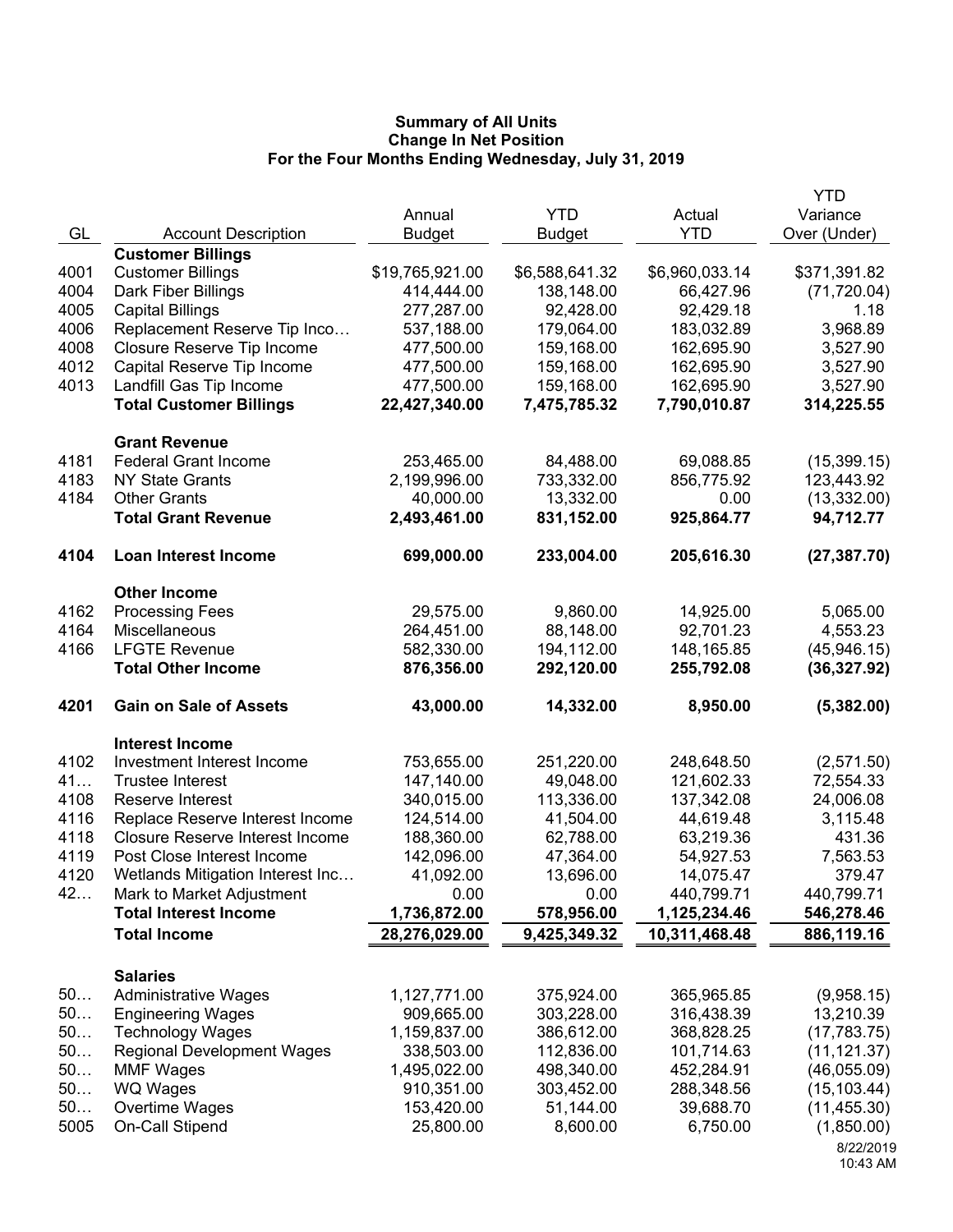**Summary of All Units**
**Change In Net Position**
**For the Four Months Ending Wednesday, July 31, 2019**

| GL | Account Description | Annual Budget | YTD Budget | Actual YTD | YTD Variance Over (Under) |
|---|---|---|---|---|---|
| | **Customer Billings** | | | | |
| 4001 | Customer Billings | $19,765,921.00 | $6,588,641.32 | $6,960,033.14 | $371,391.82 |
| 4004 | Dark Fiber Billings | 414,444.00 | 138,148.00 | 66,427.96 | (71,720.04) |
| 4005 | Capital Billings | 277,287.00 | 92,428.00 | 92,429.18 | 1.18 |
| 4006 | Replacement Reserve Tip Inco… | 537,188.00 | 179,064.00 | 183,032.89 | 3,968.89 |
| 4008 | Closure Reserve Tip Income | 477,500.00 | 159,168.00 | 162,695.90 | 3,527.90 |
| 4012 | Capital Reserve Tip Income | 477,500.00 | 159,168.00 | 162,695.90 | 3,527.90 |
| 4013 | Landfill Gas Tip Income | 477,500.00 | 159,168.00 | 162,695.90 | 3,527.90 |
| | **Total Customer Billings** | **22,427,340.00** | **7,475,785.32** | **7,790,010.87** | **314,225.55** |
| | **Grant Revenue** | | | | |
| 4181 | Federal Grant Income | 253,465.00 | 84,488.00 | 69,088.85 | (15,399.15) |
| 4183 | NY State Grants | 2,199,996.00 | 733,332.00 | 856,775.92 | 123,443.92 |
| 4184 | Other Grants | 40,000.00 | 13,332.00 | 0.00 | (13,332.00) |
| | **Total Grant Revenue** | **2,493,461.00** | **831,152.00** | **925,864.77** | **94,712.77** |
| **4104** | **Loan Interest Income** | **699,000.00** | **233,004.00** | **205,616.30** | **(27,387.70)** |
| | **Other Income** | | | | |
| 4162 | Processing Fees | 29,575.00 | 9,860.00 | 14,925.00 | 5,065.00 |
| 4164 | Miscellaneous | 264,451.00 | 88,148.00 | 92,701.23 | 4,553.23 |
| 4166 | LFGTE Revenue | 582,330.00 | 194,112.00 | 148,165.85 | (45,946.15) |
| | **Total Other Income** | **876,356.00** | **292,120.00** | **255,792.08** | **(36,327.92)** |
| **4201** | **Gain on Sale of Assets** | **43,000.00** | **14,332.00** | **8,950.00** | **(5,382.00)** |
| | **Interest Income** | | | | |
| 4102 | Investment Interest Income | 753,655.00 | 251,220.00 | 248,648.50 | (2,571.50) |
| 41… | Trustee Interest | 147,140.00 | 49,048.00 | 121,602.33 | 72,554.33 |
| 4108 | Reserve Interest | 340,015.00 | 113,336.00 | 137,342.08 | 24,006.08 |
| 4116 | Replace Reserve Interest Income | 124,514.00 | 41,504.00 | 44,619.48 | 3,115.48 |
| 4118 | Closure Reserve Interest Income | 188,360.00 | 62,788.00 | 63,219.36 | 431.36 |
| 4119 | Post Close Interest Income | 142,096.00 | 47,364.00 | 54,927.53 | 7,563.53 |
| 4120 | Wetlands Mitigation Interest Inc… | 41,092.00 | 13,696.00 | 14,075.47 | 379.47 |
| 42… | Mark to Market Adjustment | 0.00 | 0.00 | 440,799.71 | 440,799.71 |
| | **Total Interest Income** | **1,736,872.00** | **578,956.00** | **1,125,234.46** | **546,278.46** |
| | **Total Income** | **28,276,029.00** | **9,425,349.32** | **10,311,468.48** | **886,119.16** |
| | **Salaries** | | | | |
| 50… | Administrative Wages | 1,127,771.00 | 375,924.00 | 365,965.85 | (9,958.15) |
| 50… | Engineering Wages | 909,665.00 | 303,228.00 | 316,438.39 | 13,210.39 |
| 50… | Technology Wages | 1,159,837.00 | 386,612.00 | 368,828.25 | (17,783.75) |
| 50… | Regional Development Wages | 338,503.00 | 112,836.00 | 101,714.63 | (11,121.37) |
| 50… | MMF Wages | 1,495,022.00 | 498,340.00 | 452,284.91 | (46,055.09) |
| 50… | WQ Wages | 910,351.00 | 303,452.00 | 288,348.56 | (15,103.44) |
| 50… | Overtime Wages | 153,420.00 | 51,144.00 | 39,688.70 | (11,455.30) |
| 5005 | On-Call Stipend | 25,800.00 | 8,600.00 | 6,750.00 | (1,850.00) |

8/22/2019
10:43 AM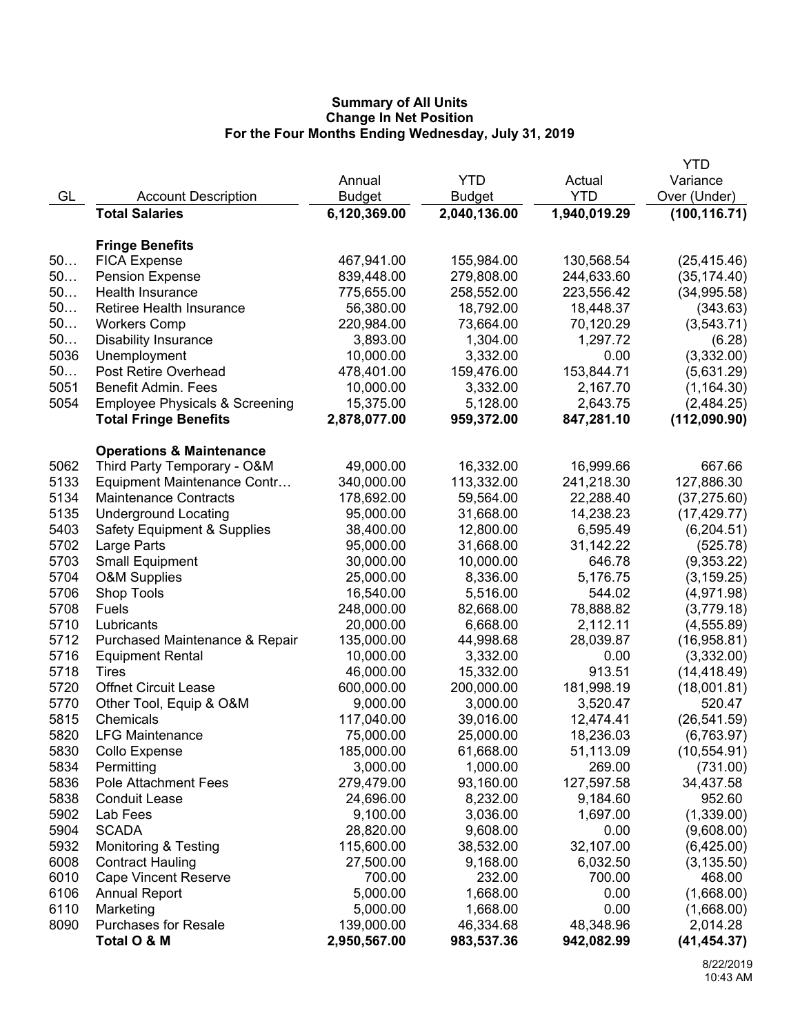**Summary of All Units**
**Change In Net Position**
**For the Four Months Ending Wednesday, July 31, 2019**

| GL | Account Description | Annual Budget | YTD Budget | Actual YTD | YTD Variance Over (Under) |
|---|---|---|---|---|---|
| | **Total Salaries** | **6,120,369.00** | **2,040,136.00** | **1,940,019.29** | **(100,116.71)** |
| | | | | | |
| | **Fringe Benefits** | | | | |
| 50… | FICA Expense | 467,941.00 | 155,984.00 | 130,568.54 | (25,415.46) |
| 50… | Pension Expense | 839,448.00 | 279,808.00 | 244,633.60 | (35,174.40) |
| 50… | Health Insurance | 775,655.00 | 258,552.00 | 223,556.42 | (34,995.58) |
| 50… | Retiree Health Insurance | 56,380.00 | 18,792.00 | 18,448.37 | (343.63) |
| 50… | Workers Comp | 220,984.00 | 73,664.00 | 70,120.29 | (3,543.71) |
| 50… | Disability Insurance | 3,893.00 | 1,304.00 | 1,297.72 | (6.28) |
| 5036 | Unemployment | 10,000.00 | 3,332.00 | 0.00 | (3,332.00) |
| 50… | Post Retire Overhead | 478,401.00 | 159,476.00 | 153,844.71 | (5,631.29) |
| 5051 | Benefit Admin. Fees | 10,000.00 | 3,332.00 | 2,167.70 | (1,164.30) |
| 5054 | Employee Physicals & Screening | 15,375.00 | 5,128.00 | 2,643.75 | (2,484.25) |
| | **Total Fringe Benefits** | **2,878,077.00** | **959,372.00** | **847,281.10** | **(112,090.90)** |
| | | | | | |
| | **Operations & Maintenance** | | | | |
| 5062 | Third Party Temporary - O&M | 49,000.00 | 16,332.00 | 16,999.66 | 667.66 |
| 5133 | Equipment Maintenance Contr… | 340,000.00 | 113,332.00 | 241,218.30 | 127,886.30 |
| 5134 | Maintenance Contracts | 178,692.00 | 59,564.00 | 22,288.40 | (37,275.60) |
| 5135 | Underground Locating | 95,000.00 | 31,668.00 | 14,238.23 | (17,429.77) |
| 5403 | Safety Equipment & Supplies | 38,400.00 | 12,800.00 | 6,595.49 | (6,204.51) |
| 5702 | Large Parts | 95,000.00 | 31,668.00 | 31,142.22 | (525.78) |
| 5703 | Small Equipment | 30,000.00 | 10,000.00 | 646.78 | (9,353.22) |
| 5704 | O&M Supplies | 25,000.00 | 8,336.00 | 5,176.75 | (3,159.25) |
| 5706 | Shop Tools | 16,540.00 | 5,516.00 | 544.02 | (4,971.98) |
| 5708 | Fuels | 248,000.00 | 82,668.00 | 78,888.82 | (3,779.18) |
| 5710 | Lubricants | 20,000.00 | 6,668.00 | 2,112.11 | (4,555.89) |
| 5712 | Purchased Maintenance & Repair | 135,000.00 | 44,998.68 | 28,039.87 | (16,958.81) |
| 5716 | Equipment Rental | 10,000.00 | 3,332.00 | 0.00 | (3,332.00) |
| 5718 | Tires | 46,000.00 | 15,332.00 | 913.51 | (14,418.49) |
| 5720 | Offnet Circuit Lease | 600,000.00 | 200,000.00 | 181,998.19 | (18,001.81) |
| 5770 | Other Tool, Equip & O&M | 9,000.00 | 3,000.00 | 3,520.47 | 520.47 |
| 5815 | Chemicals | 117,040.00 | 39,016.00 | 12,474.41 | (26,541.59) |
| 5820 | LFG Maintenance | 75,000.00 | 25,000.00 | 18,236.03 | (6,763.97) |
| 5830 | Collo Expense | 185,000.00 | 61,668.00 | 51,113.09 | (10,554.91) |
| 5834 | Permitting | 3,000.00 | 1,000.00 | 269.00 | (731.00) |
| 5836 | Pole Attachment Fees | 279,479.00 | 93,160.00 | 127,597.58 | 34,437.58 |
| 5838 | Conduit Lease | 24,696.00 | 8,232.00 | 9,184.60 | 952.60 |
| 5902 | Lab Fees | 9,100.00 | 3,036.00 | 1,697.00 | (1,339.00) |
| 5904 | SCADA | 28,820.00 | 9,608.00 | 0.00 | (9,608.00) |
| 5932 | Monitoring & Testing | 115,600.00 | 38,532.00 | 32,107.00 | (6,425.00) |
| 6008 | Contract Hauling | 27,500.00 | 9,168.00 | 6,032.50 | (3,135.50) |
| 6010 | Cape Vincent Reserve | 700.00 | 232.00 | 700.00 | 468.00 |
| 6106 | Annual Report | 5,000.00 | 1,668.00 | 0.00 | (1,668.00) |
| 6110 | Marketing | 5,000.00 | 1,668.00 | 0.00 | (1,668.00) |
| 8090 | Purchases for Resale | 139,000.00 | 46,334.68 | 48,348.96 | 2,014.28 |
| | **Total O & M** | **2,950,567.00** | **983,537.36** | **942,082.99** | **(41,454.37)** |

8/22/2019
10:43 AM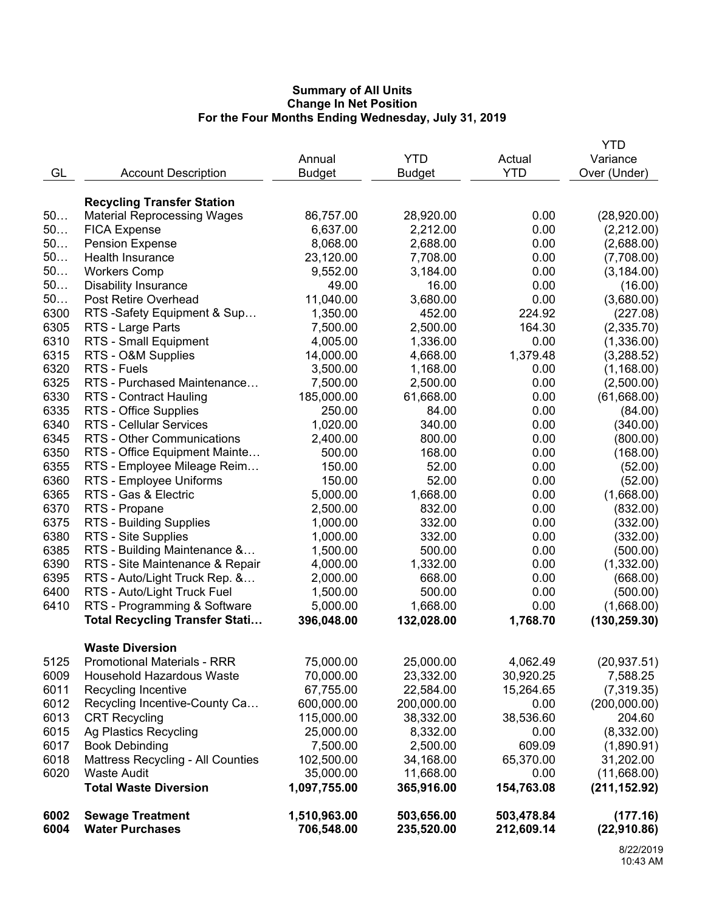**Summary of All Units**
**Change In Net Position**
**For the Four Months Ending Wednesday, July 31, 2019**

| GL | Account Description | Annual Budget | YTD Budget | Actual YTD | YTD Variance Over (Under) |
|---|---|---|---|---|---|
| | **Recycling Transfer Station** | | | | |
| 50… | Material Reprocessing Wages | 86,757.00 | 28,920.00 | 0.00 | (28,920.00) |
| 50… | FICA Expense | 6,637.00 | 2,212.00 | 0.00 | (2,212.00) |
| 50… | Pension Expense | 8,068.00 | 2,688.00 | 0.00 | (2,688.00) |
| 50… | Health Insurance | 23,120.00 | 7,708.00 | 0.00 | (7,708.00) |
| 50… | Workers Comp | 9,552.00 | 3,184.00 | 0.00 | (3,184.00) |
| 50… | Disability Insurance | 49.00 | 16.00 | 0.00 | (16.00) |
| 50… | Post Retire Overhead | 11,040.00 | 3,680.00 | 0.00 | (3,680.00) |
| 6300 | RTS -Safety Equipment & Sup… | 1,350.00 | 452.00 | 224.92 | (227.08) |
| 6305 | RTS - Large Parts | 7,500.00 | 2,500.00 | 164.30 | (2,335.70) |
| 6310 | RTS - Small Equipment | 4,005.00 | 1,336.00 | 0.00 | (1,336.00) |
| 6315 | RTS - O&M Supplies | 14,000.00 | 4,668.00 | 1,379.48 | (3,288.52) |
| 6320 | RTS - Fuels | 3,500.00 | 1,168.00 | 0.00 | (1,168.00) |
| 6325 | RTS - Purchased Maintenance… | 7,500.00 | 2,500.00 | 0.00 | (2,500.00) |
| 6330 | RTS - Contract Hauling | 185,000.00 | 61,668.00 | 0.00 | (61,668.00) |
| 6335 | RTS - Office Supplies | 250.00 | 84.00 | 0.00 | (84.00) |
| 6340 | RTS - Cellular Services | 1,020.00 | 340.00 | 0.00 | (340.00) |
| 6345 | RTS - Other Communications | 2,400.00 | 800.00 | 0.00 | (800.00) |
| 6350 | RTS - Office Equipment Mainte… | 500.00 | 168.00 | 0.00 | (168.00) |
| 6355 | RTS - Employee Mileage Reim… | 150.00 | 52.00 | 0.00 | (52.00) |
| 6360 | RTS - Employee Uniforms | 150.00 | 52.00 | 0.00 | (52.00) |
| 6365 | RTS - Gas & Electric | 5,000.00 | 1,668.00 | 0.00 | (1,668.00) |
| 6370 | RTS - Propane | 2,500.00 | 832.00 | 0.00 | (832.00) |
| 6375 | RTS - Building Supplies | 1,000.00 | 332.00 | 0.00 | (332.00) |
| 6380 | RTS - Site Supplies | 1,000.00 | 332.00 | 0.00 | (332.00) |
| 6385 | RTS - Building Maintenance &… | 1,500.00 | 500.00 | 0.00 | (500.00) |
| 6390 | RTS - Site Maintenance & Repair | 4,000.00 | 1,332.00 | 0.00 | (1,332.00) |
| 6395 | RTS - Auto/Light Truck Rep. &… | 2,000.00 | 668.00 | 0.00 | (668.00) |
| 6400 | RTS - Auto/Light Truck Fuel | 1,500.00 | 500.00 | 0.00 | (500.00) |
| 6410 | RTS - Programming & Software | 5,000.00 | 1,668.00 | 0.00 | (1,668.00) |
| | **Total Recycling Transfer Stati…** | **396,048.00** | **132,028.00** | **1,768.70** | **(130,259.30)** |
| | **Waste Diversion** | | | | |
| 5125 | Promotional Materials - RRR | 75,000.00 | 25,000.00 | 4,062.49 | (20,937.51) |
| 6009 | Household Hazardous Waste | 70,000.00 | 23,332.00 | 30,920.25 | 7,588.25 |
| 6011 | Recycling Incentive | 67,755.00 | 22,584.00 | 15,264.65 | (7,319.35) |
| 6012 | Recycling Incentive-County Ca… | 600,000.00 | 200,000.00 | 0.00 | (200,000.00) |
| 6013 | CRT Recycling | 115,000.00 | 38,332.00 | 38,536.60 | 204.60 |
| 6015 | Ag Plastics Recycling | 25,000.00 | 8,332.00 | 0.00 | (8,332.00) |
| 6017 | Book Debinding | 7,500.00 | 2,500.00 | 609.09 | (1,890.91) |
| 6018 | Mattress Recycling - All Counties | 102,500.00 | 34,168.00 | 65,370.00 | 31,202.00 |
| 6020 | Waste Audit | 35,000.00 | 11,668.00 | 0.00 | (11,668.00) |
| | **Total Waste Diversion** | **1,097,755.00** | **365,916.00** | **154,763.08** | **(211,152.92)** |
| **6002** | **Sewage Treatment** | **1,510,963.00** | **503,656.00** | **503,478.84** | **(177.16)** |
| **6004** | **Water Purchases** | **706,548.00** | **235,520.00** | **212,609.14** | **(22,910.86)** |

8/22/2019
10:43 AM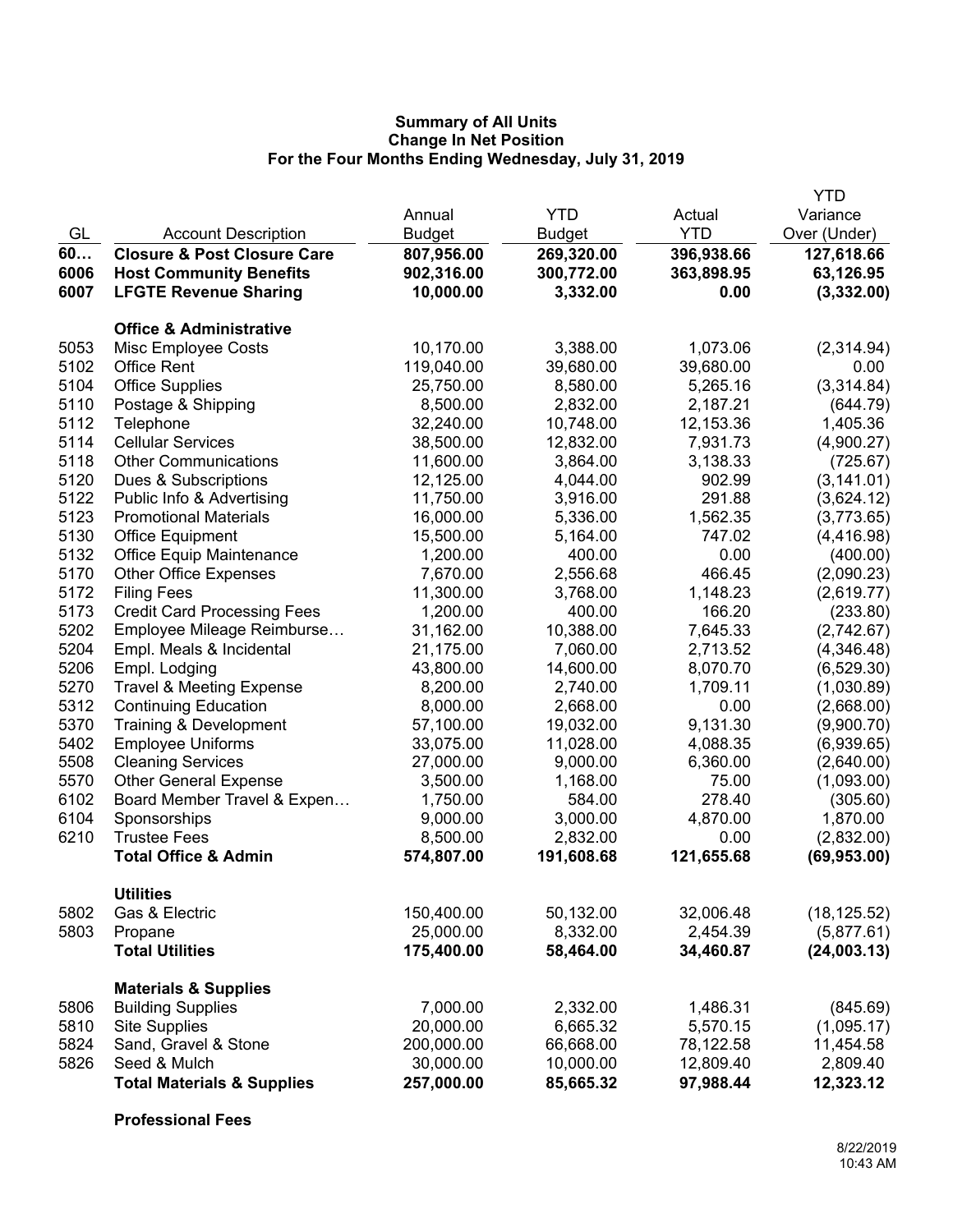**Summary of All Units**
**Change In Net Position**
**For the Four Months Ending Wednesday, July 31, 2019**

| GL | Account Description | Annual Budget | YTD Budget | Actual YTD | YTD Variance Over (Under) |
|---|---|---|---|---|---|
| **60…** | **Closure & Post Closure Care** | **807,956.00** | **269,320.00** | **396,938.66** | **127,618.66** |
| **6006** | **Host Community Benefits** | **902,316.00** | **300,772.00** | **363,898.95** | **63,126.95** |
| **6007** | **LFGTE Revenue Sharing** | **10,000.00** | **3,332.00** | **0.00** | **(3,332.00)** |
| | **Office & Administrative** | | | | |
| 5053 | Misc Employee Costs | 10,170.00 | 3,388.00 | 1,073.06 | (2,314.94) |
| 5102 | Office Rent | 119,040.00 | 39,680.00 | 39,680.00 | 0.00 |
| 5104 | Office Supplies | 25,750.00 | 8,580.00 | 5,265.16 | (3,314.84) |
| 5110 | Postage & Shipping | 8,500.00 | 2,832.00 | 2,187.21 | (644.79) |
| 5112 | Telephone | 32,240.00 | 10,748.00 | 12,153.36 | 1,405.36 |
| 5114 | Cellular Services | 38,500.00 | 12,832.00 | 7,931.73 | (4,900.27) |
| 5118 | Other Communications | 11,600.00 | 3,864.00 | 3,138.33 | (725.67) |
| 5120 | Dues & Subscriptions | 12,125.00 | 4,044.00 | 902.99 | (3,141.01) |
| 5122 | Public Info & Advertising | 11,750.00 | 3,916.00 | 291.88 | (3,624.12) |
| 5123 | Promotional Materials | 16,000.00 | 5,336.00 | 1,562.35 | (3,773.65) |
| 5130 | Office Equipment | 15,500.00 | 5,164.00 | 747.02 | (4,416.98) |
| 5132 | Office Equip Maintenance | 1,200.00 | 400.00 | 0.00 | (400.00) |
| 5170 | Other Office Expenses | 7,670.00 | 2,556.68 | 466.45 | (2,090.23) |
| 5172 | Filing Fees | 11,300.00 | 3,768.00 | 1,148.23 | (2,619.77) |
| 5173 | Credit Card Processing Fees | 1,200.00 | 400.00 | 166.20 | (233.80) |
| 5202 | Employee Mileage Reimburse… | 31,162.00 | 10,388.00 | 7,645.33 | (2,742.67) |
| 5204 | Empl. Meals & Incidental | 21,175.00 | 7,060.00 | 2,713.52 | (4,346.48) |
| 5206 | Empl. Lodging | 43,800.00 | 14,600.00 | 8,070.70 | (6,529.30) |
| 5270 | Travel & Meeting Expense | 8,200.00 | 2,740.00 | 1,709.11 | (1,030.89) |
| 5312 | Continuing Education | 8,000.00 | 2,668.00 | 0.00 | (2,668.00) |
| 5370 | Training & Development | 57,100.00 | 19,032.00 | 9,131.30 | (9,900.70) |
| 5402 | Employee Uniforms | 33,075.00 | 11,028.00 | 4,088.35 | (6,939.65) |
| 5508 | Cleaning Services | 27,000.00 | 9,000.00 | 6,360.00 | (2,640.00) |
| 5570 | Other General Expense | 3,500.00 | 1,168.00 | 75.00 | (1,093.00) |
| 6102 | Board Member Travel & Expen… | 1,750.00 | 584.00 | 278.40 | (305.60) |
| 6104 | Sponsorships | 9,000.00 | 3,000.00 | 4,870.00 | 1,870.00 |
| 6210 | Trustee Fees | 8,500.00 | 2,832.00 | 0.00 | (2,832.00) |
| | **Total Office & Admin** | **574,807.00** | **191,608.68** | **121,655.68** | **(69,953.00)** |
| | **Utilities** | | | | |
| 5802 | Gas & Electric | 150,400.00 | 50,132.00 | 32,006.48 | (18,125.52) |
| 5803 | Propane | 25,000.00 | 8,332.00 | 2,454.39 | (5,877.61) |
| | **Total Utilities** | **175,400.00** | **58,464.00** | **34,460.87** | **(24,003.13)** |
| | **Materials & Supplies** | | | | |
| 5806 | Building Supplies | 7,000.00 | 2,332.00 | 1,486.31 | (845.69) |
| 5810 | Site Supplies | 20,000.00 | 6,665.32 | 5,570.15 | (1,095.17) |
| 5824 | Sand, Gravel & Stone | 200,000.00 | 66,668.00 | 78,122.58 | 11,454.58 |
| 5826 | Seed & Mulch | 30,000.00 | 10,000.00 | 12,809.40 | 2,809.40 |
| | **Total Materials & Supplies** | **257,000.00** | **85,665.32** | **97,988.44** | **12,323.12** |
| | **Professional Fees** | | | | |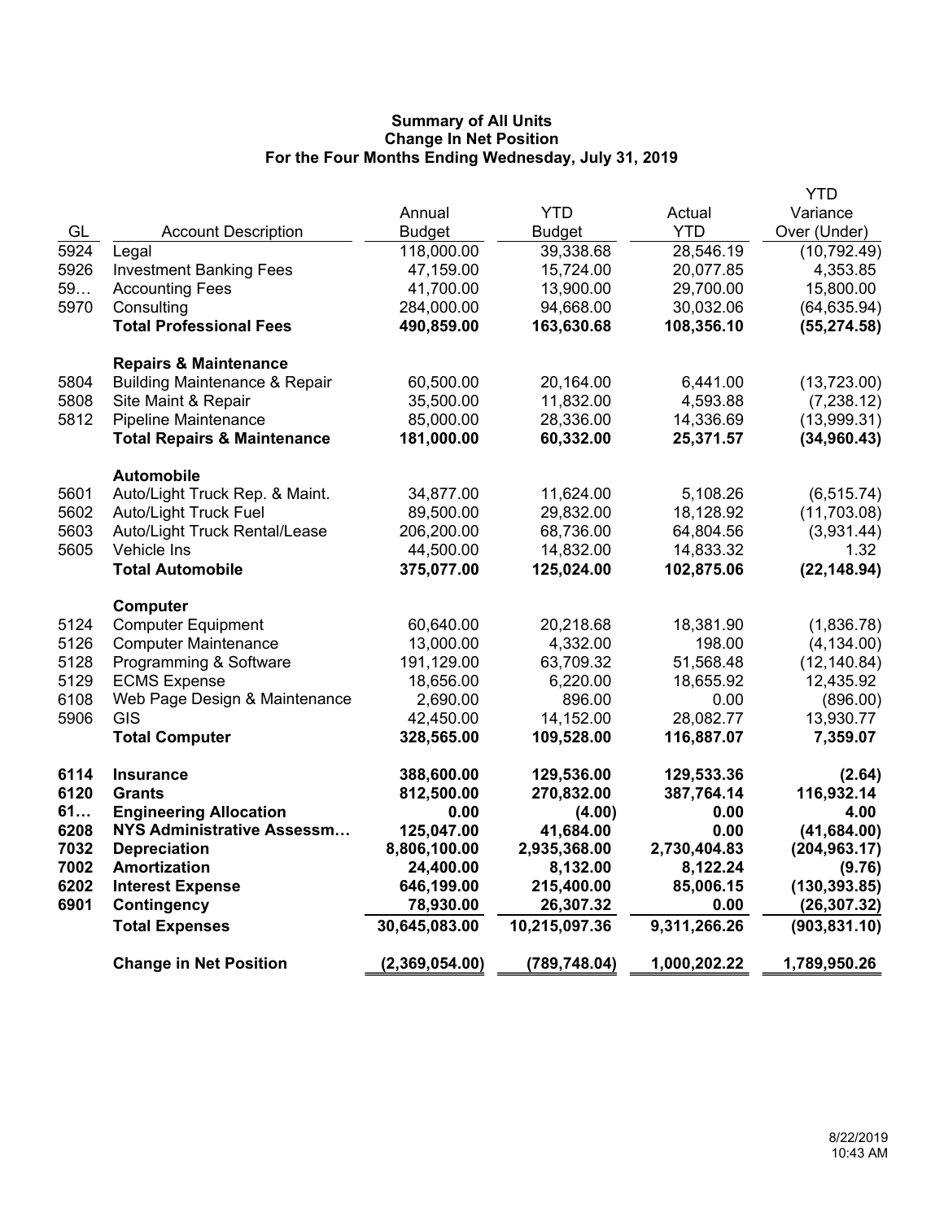**Summary of All Units**
**Change In Net Position**
**For the Four Months Ending Wednesday, July 31, 2019**

| GL | Account Description | Annual Budget | YTD Budget | Actual YTD | YTD Variance Over (Under) |
|---|---|---|---|---|---|
| 5924 | Legal | 118,000.00 | 39,338.68 | 28,546.19 | (10,792.49) |
| 5926 | Investment Banking Fees | 47,159.00 | 15,724.00 | 20,077.85 | 4,353.85 |
| 59… | Accounting Fees | 41,700.00 | 13,900.00 | 29,700.00 | 15,800.00 |
| 5970 | Consulting | 284,000.00 | 94,668.00 | 30,032.06 | (64,635.94) |
| | **Total Professional Fees** | **490,859.00** | **163,630.68** | **108,356.10** | **(55,274.58)** |
| | **Repairs & Maintenance** | | | | |
| 5804 | Building Maintenance & Repair | 60,500.00 | 20,164.00 | 6,441.00 | (13,723.00) |
| 5808 | Site Maint & Repair | 35,500.00 | 11,832.00 | 4,593.88 | (7,238.12) |
| 5812 | Pipeline Maintenance | 85,000.00 | 28,336.00 | 14,336.69 | (13,999.31) |
| | **Total Repairs & Maintenance** | **181,000.00** | **60,332.00** | **25,371.57** | **(34,960.43)** |
| | **Automobile** | | | | |
| 5601 | Auto/Light Truck Rep. & Maint. | 34,877.00 | 11,624.00 | 5,108.26 | (6,515.74) |
| 5602 | Auto/Light Truck Fuel | 89,500.00 | 29,832.00 | 18,128.92 | (11,703.08) |
| 5603 | Auto/Light Truck Rental/Lease | 206,200.00 | 68,736.00 | 64,804.56 | (3,931.44) |
| 5605 | Vehicle Ins | 44,500.00 | 14,832.00 | 14,833.32 | 1.32 |
| | **Total Automobile** | **375,077.00** | **125,024.00** | **102,875.06** | **(22,148.94)** |
| | **Computer** | | | | |
| 5124 | Computer Equipment | 60,640.00 | 20,218.68 | 18,381.90 | (1,836.78) |
| 5126 | Computer Maintenance | 13,000.00 | 4,332.00 | 198.00 | (4,134.00) |
| 5128 | Programming & Software | 191,129.00 | 63,709.32 | 51,568.48 | (12,140.84) |
| 5129 | ECMS Expense | 18,656.00 | 6,220.00 | 18,655.92 | 12,435.92 |
| 6108 | Web Page Design & Maintenance | 2,690.00 | 896.00 | 0.00 | (896.00) |
| 5906 | GIS | 42,450.00 | 14,152.00 | 28,082.77 | 13,930.77 |
| | **Total Computer** | **328,565.00** | **109,528.00** | **116,887.07** | **7,359.07** |
| **6114** | **Insurance** | **388,600.00** | **129,536.00** | **129,533.36** | **(2.64)** |
| **6120** | **Grants** | **812,500.00** | **270,832.00** | **387,764.14** | **116,932.14** |
| **61…** | **Engineering Allocation** | **0.00** | **(4.00)** | **0.00** | **4.00** |
| **6208** | **NYS Administrative Assessm…** | **125,047.00** | **41,684.00** | **0.00** | **(41,684.00)** |
| **7032** | **Depreciation** | **8,806,100.00** | **2,935,368.00** | **2,730,404.83** | **(204,963.17)** |
| **7002** | **Amortization** | **24,400.00** | **8,132.00** | **8,122.24** | **(9.76)** |
| **6202** | **Interest Expense** | **646,199.00** | **215,400.00** | **85,006.15** | **(130,393.85)** |
| **6901** | **Contingency** | **78,930.00** | **26,307.32** | **0.00** | **(26,307.32)** |
| | **Total Expenses** | **30,645,083.00** | **10,215,097.36** | **9,311,266.26** | **(903,831.10)** |
| | **Change in Net Position** | **(2,369,054.00)** | **(789,748.04)** | **1,000,202.22** | **1,789,950.26** |

8/22/2019
10:43 AM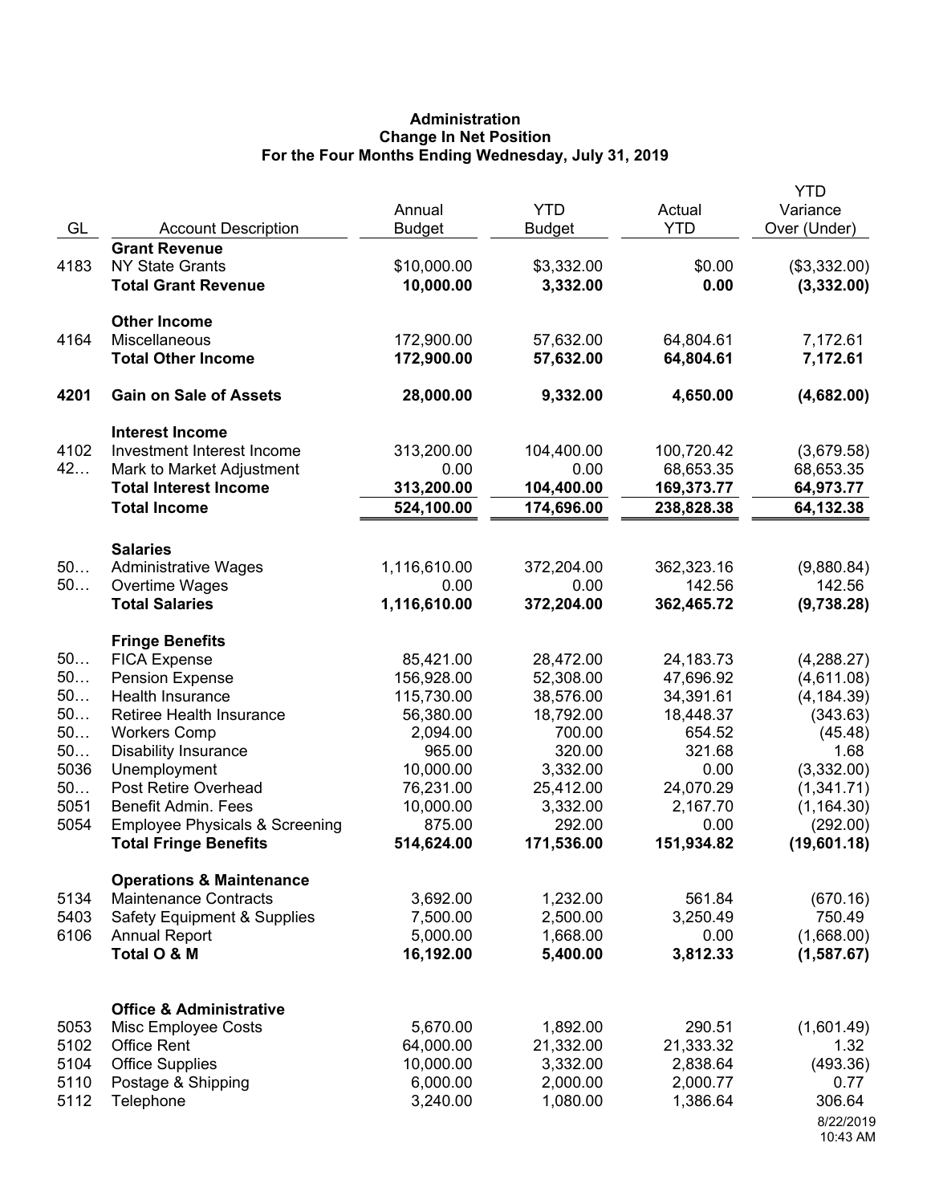**Administration**
**Change In Net Position**
**For the Four Months Ending Wednesday, July 31, 2019**

| GL | Account Description | Annual Budget | YTD Budget | Actual YTD | YTD Variance Over (Under) |
|---|---|---|---|---|---|
| | **Grant Revenue** | | | | |
| 4183 | NY State Grants | $10,000.00 | $3,332.00 | $0.00 | ($3,332.00) |
| | **Total Grant Revenue** | **10,000.00** | **3,332.00** | **0.00** | **(3,332.00)** |
| | **Other Income** | | | | |
| 4164 | Miscellaneous | 172,900.00 | 57,632.00 | 64,804.61 | 7,172.61 |
| | **Total Other Income** | **172,900.00** | **57,632.00** | **64,804.61** | **7,172.61** |
| **4201** | **Gain on Sale of Assets** | **28,000.00** | **9,332.00** | **4,650.00** | **(4,682.00)** |
| | **Interest Income** | | | | |
| 4102 | Investment Interest Income | 313,200.00 | 104,400.00 | 100,720.42 | (3,679.58) |
| 42… | Mark to Market Adjustment | 0.00 | 0.00 | 68,653.35 | 68,653.35 |
| | **Total Interest Income** | **313,200.00** | **104,400.00** | **169,373.77** | **64,973.77** |
| | **Total Income** | **524,100.00** | **174,696.00** | **238,828.38** | **64,132.38** |
| | **Salaries** | | | | |
| 50… | Administrative Wages | 1,116,610.00 | 372,204.00 | 362,323.16 | (9,880.84) |
| 50… | Overtime Wages | 0.00 | 0.00 | 142.56 | 142.56 |
| | **Total Salaries** | **1,116,610.00** | **372,204.00** | **362,465.72** | **(9,738.28)** |
| | **Fringe Benefits** | | | | |
| 50… | FICA Expense | 85,421.00 | 28,472.00 | 24,183.73 | (4,288.27) |
| 50… | Pension Expense | 156,928.00 | 52,308.00 | 47,696.92 | (4,611.08) |
| 50… | Health Insurance | 115,730.00 | 38,576.00 | 34,391.61 | (4,184.39) |
| 50… | Retiree Health Insurance | 56,380.00 | 18,792.00 | 18,448.37 | (343.63) |
| 50… | Workers Comp | 2,094.00 | 700.00 | 654.52 | (45.48) |
| 50… | Disability Insurance | 965.00 | 320.00 | 321.68 | 1.68 |
| 5036 | Unemployment | 10,000.00 | 3,332.00 | 0.00 | (3,332.00) |
| 50… | Post Retire Overhead | 76,231.00 | 25,412.00 | 24,070.29 | (1,341.71) |
| 5051 | Benefit Admin. Fees | 10,000.00 | 3,332.00 | 2,167.70 | (1,164.30) |
| 5054 | Employee Physicals & Screening | 875.00 | 292.00 | 0.00 | (292.00) |
| | **Total Fringe Benefits** | **514,624.00** | **171,536.00** | **151,934.82** | **(19,601.18)** |
| | **Operations & Maintenance** | | | | |
| 5134 | Maintenance Contracts | 3,692.00 | 1,232.00 | 561.84 | (670.16) |
| 5403 | Safety Equipment & Supplies | 7,500.00 | 2,500.00 | 3,250.49 | 750.49 |
| 6106 | Annual Report | 5,000.00 | 1,668.00 | 0.00 | (1,668.00) |
| | **Total O & M** | **16,192.00** | **5,400.00** | **3,812.33** | **(1,587.67)** |
| | **Office & Administrative** | | | | |
| 5053 | Misc Employee Costs | 5,670.00 | 1,892.00 | 290.51 | (1,601.49) |
| 5102 | Office Rent | 64,000.00 | 21,332.00 | 21,333.32 | 1.32 |
| 5104 | Office Supplies | 10,000.00 | 3,332.00 | 2,838.64 | (493.36) |
| 5110 | Postage & Shipping | 6,000.00 | 2,000.00 | 2,000.77 | 0.77 |
| 5112 | Telephone | 3,240.00 | 1,080.00 | 1,386.64 | 306.64 |

8/22/2019
10:43 AM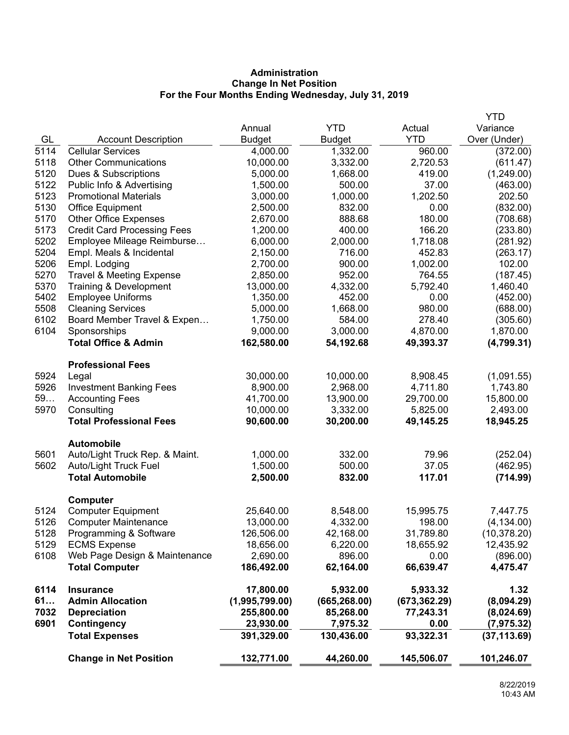**Administration**
**Change In Net Position**
**For the Four Months Ending Wednesday, July 31, 2019**

| GL | Account Description | Annual Budget | YTD Budget | Actual YTD | YTD Variance Over (Under) |
|---|---|---|---|---|---|
| 5114 | Cellular Services | 4,000.00 | 1,332.00 | 960.00 | (372.00) |
| 5118 | Other Communications | 10,000.00 | 3,332.00 | 2,720.53 | (611.47) |
| 5120 | Dues & Subscriptions | 5,000.00 | 1,668.00 | 419.00 | (1,249.00) |
| 5122 | Public Info & Advertising | 1,500.00 | 500.00 | 37.00 | (463.00) |
| 5123 | Promotional Materials | 3,000.00 | 1,000.00 | 1,202.50 | 202.50 |
| 5130 | Office Equipment | 2,500.00 | 832.00 | 0.00 | (832.00) |
| 5170 | Other Office Expenses | 2,670.00 | 888.68 | 180.00 | (708.68) |
| 5173 | Credit Card Processing Fees | 1,200.00 | 400.00 | 166.20 | (233.80) |
| 5202 | Employee Mileage Reimburse… | 6,000.00 | 2,000.00 | 1,718.08 | (281.92) |
| 5204 | Empl. Meals & Incidental | 2,150.00 | 716.00 | 452.83 | (263.17) |
| 5206 | Empl. Lodging | 2,700.00 | 900.00 | 1,002.00 | 102.00 |
| 5270 | Travel & Meeting Expense | 2,850.00 | 952.00 | 764.55 | (187.45) |
| 5370 | Training & Development | 13,000.00 | 4,332.00 | 5,792.40 | 1,460.40 |
| 5402 | Employee Uniforms | 1,350.00 | 452.00 | 0.00 | (452.00) |
| 5508 | Cleaning Services | 5,000.00 | 1,668.00 | 980.00 | (688.00) |
| 6102 | Board Member Travel & Expen… | 1,750.00 | 584.00 | 278.40 | (305.60) |
| 6104 | Sponsorships | 9,000.00 | 3,000.00 | 4,870.00 | 1,870.00 |
| | **Total Office & Admin** | **162,580.00** | **54,192.68** | **49,393.37** | **(4,799.31)** |
| | **Professional Fees** | | | | |
| 5924 | Legal | 30,000.00 | 10,000.00 | 8,908.45 | (1,091.55) |
| 5926 | Investment Banking Fees | 8,900.00 | 2,968.00 | 4,711.80 | 1,743.80 |
| 59… | Accounting Fees | 41,700.00 | 13,900.00 | 29,700.00 | 15,800.00 |
| 5970 | Consulting | 10,000.00 | 3,332.00 | 5,825.00 | 2,493.00 |
| | **Total Professional Fees** | **90,600.00** | **30,200.00** | **49,145.25** | **18,945.25** |
| | **Automobile** | | | | |
| 5601 | Auto/Light Truck Rep. & Maint. | 1,000.00 | 332.00 | 79.96 | (252.04) |
| 5602 | Auto/Light Truck Fuel | 1,500.00 | 500.00 | 37.05 | (462.95) |
| | **Total Automobile** | **2,500.00** | **832.00** | **117.01** | **(714.99)** |
| | **Computer** | | | | |
| 5124 | Computer Equipment | 25,640.00 | 8,548.00 | 15,995.75 | 7,447.75 |
| 5126 | Computer Maintenance | 13,000.00 | 4,332.00 | 198.00 | (4,134.00) |
| 5128 | Programming & Software | 126,506.00 | 42,168.00 | 31,789.80 | (10,378.20) |
| 5129 | ECMS Expense | 18,656.00 | 6,220.00 | 18,655.92 | 12,435.92 |
| 6108 | Web Page Design & Maintenance | 2,690.00 | 896.00 | 0.00 | (896.00) |
| | **Total Computer** | **186,492.00** | **62,164.00** | **66,639.47** | **4,475.47** |
| **6114** | **Insurance** | **17,800.00** | **5,932.00** | **5,933.32** | **1.32** |
| **61…** | **Admin Allocation** | **(1,995,799.00)** | **(665,268.00)** | **(673,362.29)** | **(8,094.29)** |
| **7032** | **Depreciation** | **255,800.00** | **85,268.00** | **77,243.31** | **(8,024.69)** |
| **6901** | **Contingency** | **23,930.00** | **7,975.32** | **0.00** | **(7,975.32)** |
| | **Total Expenses** | **391,329.00** | **130,436.00** | **93,322.31** | **(37,113.69)** |
| | **Change in Net Position** | **132,771.00** | **44,260.00** | **145,506.07** | **101,246.07** |

8/22/2019
10:43 AM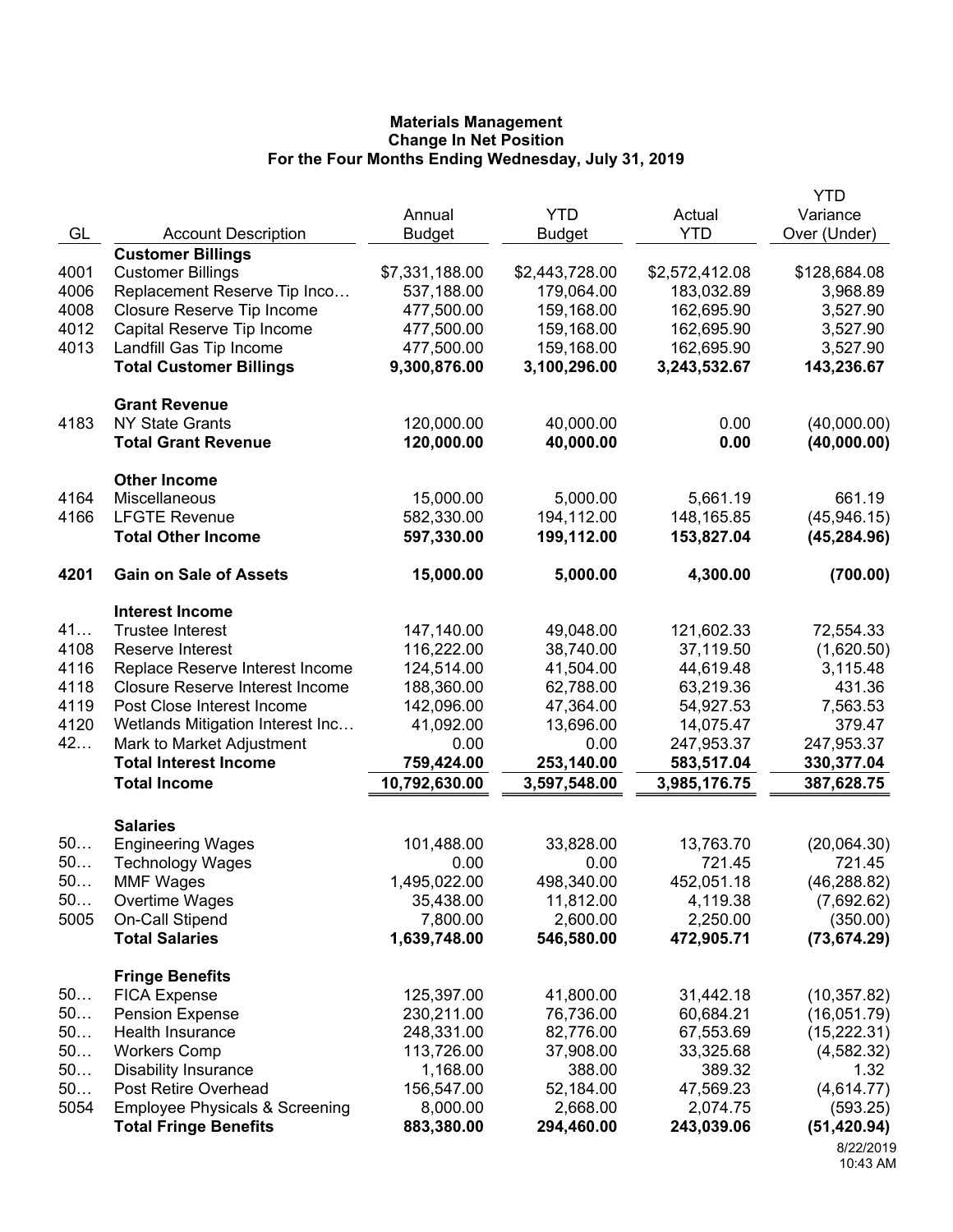**Materials Management**
**Change In Net Position**
**For the Four Months Ending Wednesday, July 31, 2019**

| GL | Account Description | Annual Budget | YTD Budget | Actual YTD | YTD Variance Over (Under) |
|---|---|---|---|---|---|
| | **Customer Billings** | | | | |
| 4001 | Customer Billings | $7,331,188.00 | $2,443,728.00 | $2,572,412.08 | $128,684.08 |
| 4006 | Replacement Reserve Tip Inco… | 537,188.00 | 179,064.00 | 183,032.89 | 3,968.89 |
| 4008 | Closure Reserve Tip Income | 477,500.00 | 159,168.00 | 162,695.90 | 3,527.90 |
| 4012 | Capital Reserve Tip Income | 477,500.00 | 159,168.00 | 162,695.90 | 3,527.90 |
| 4013 | Landfill Gas Tip Income | 477,500.00 | 159,168.00 | 162,695.90 | 3,527.90 |
| | **Total Customer Billings** | **9,300,876.00** | **3,100,296.00** | **3,243,532.67** | **143,236.67** |
| | **Grant Revenue** | | | | |
| 4183 | NY State Grants | 120,000.00 | 40,000.00 | 0.00 | (40,000.00) |
| | **Total Grant Revenue** | **120,000.00** | **40,000.00** | **0.00** | **(40,000.00)** |
| | **Other Income** | | | | |
| 4164 | Miscellaneous | 15,000.00 | 5,000.00 | 5,661.19 | 661.19 |
| 4166 | LFGTE Revenue | 582,330.00 | 194,112.00 | 148,165.85 | (45,946.15) |
| | **Total Other Income** | **597,330.00** | **199,112.00** | **153,827.04** | **(45,284.96)** |
| **4201** | **Gain on Sale of Assets** | **15,000.00** | **5,000.00** | **4,300.00** | **(700.00)** |
| | **Interest Income** | | | | |
| 41… | Trustee Interest | 147,140.00 | 49,048.00 | 121,602.33 | 72,554.33 |
| 4108 | Reserve Interest | 116,222.00 | 38,740.00 | 37,119.50 | (1,620.50) |
| 4116 | Replace Reserve Interest Income | 124,514.00 | 41,504.00 | 44,619.48 | 3,115.48 |
| 4118 | Closure Reserve Interest Income | 188,360.00 | 62,788.00 | 63,219.36 | 431.36 |
| 4119 | Post Close Interest Income | 142,096.00 | 47,364.00 | 54,927.53 | 7,563.53 |
| 4120 | Wetlands Mitigation Interest Inc… | 41,092.00 | 13,696.00 | 14,075.47 | 379.47 |
| 42… | Mark to Market Adjustment | 0.00 | 0.00 | 247,953.37 | 247,953.37 |
| | **Total Interest Income** | **759,424.00** | **253,140.00** | **583,517.04** | **330,377.04** |
| | **Total Income** | **10,792,630.00** | **3,597,548.00** | **3,985,176.75** | **387,628.75** |
| | **Salaries** | | | | |
| 50… | Engineering Wages | 101,488.00 | 33,828.00 | 13,763.70 | (20,064.30) |
| 50… | Technology Wages | 0.00 | 0.00 | 721.45 | 721.45 |
| 50… | MMF Wages | 1,495,022.00 | 498,340.00 | 452,051.18 | (46,288.82) |
| 50… | Overtime Wages | 35,438.00 | 11,812.00 | 4,119.38 | (7,692.62) |
| 5005 | On-Call Stipend | 7,800.00 | 2,600.00 | 2,250.00 | (350.00) |
| | **Total Salaries** | **1,639,748.00** | **546,580.00** | **472,905.71** | **(73,674.29)** |
| | **Fringe Benefits** | | | | |
| 50… | FICA Expense | 125,397.00 | 41,800.00 | 31,442.18 | (10,357.82) |
| 50… | Pension Expense | 230,211.00 | 76,736.00 | 60,684.21 | (16,051.79) |
| 50… | Health Insurance | 248,331.00 | 82,776.00 | 67,553.69 | (15,222.31) |
| 50… | Workers Comp | 113,726.00 | 37,908.00 | 33,325.68 | (4,582.32) |
| 50… | Disability Insurance | 1,168.00 | 388.00 | 389.32 | 1.32 |
| 50… | Post Retire Overhead | 156,547.00 | 52,184.00 | 47,569.23 | (4,614.77) |
| 5054 | Employee Physicals & Screening | 8,000.00 | 2,668.00 | 2,074.75 | (593.25) |
| | **Total Fringe Benefits** | **883,380.00** | **294,460.00** | **243,039.06** | **(51,420.94)** |

8/22/2019
10:43 AM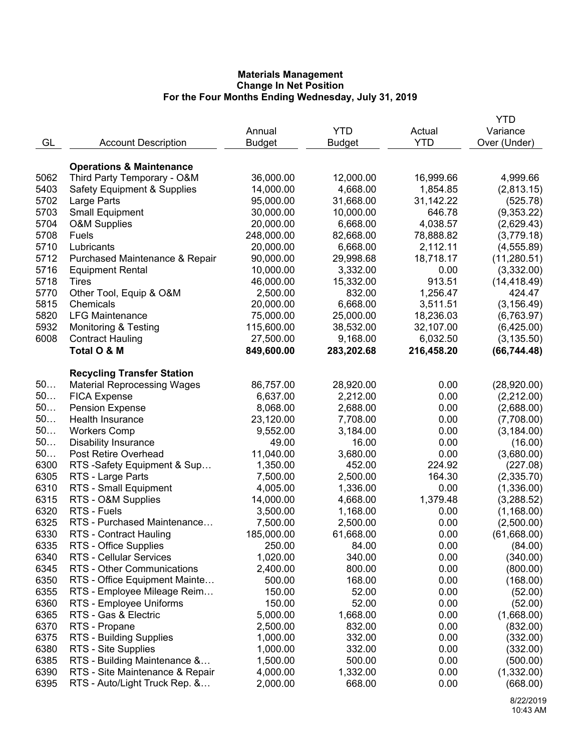**Materials Management**
**Change In Net Position**
**For the Four Months Ending Wednesday, July 31, 2019**

| GL | Account Description | Annual Budget | YTD Budget | Actual YTD | YTD Variance Over (Under) |
|---|---|---|---|---|---|
| | **Operations & Maintenance** | | | | |
| 5062 | Third Party Temporary - O&M | 36,000.00 | 12,000.00 | 16,999.66 | 4,999.66 |
| 5403 | Safety Equipment & Supplies | 14,000.00 | 4,668.00 | 1,854.85 | (2,813.15) |
| 5702 | Large Parts | 95,000.00 | 31,668.00 | 31,142.22 | (525.78) |
| 5703 | Small Equipment | 30,000.00 | 10,000.00 | 646.78 | (9,353.22) |
| 5704 | O&M Supplies | 20,000.00 | 6,668.00 | 4,038.57 | (2,629.43) |
| 5708 | Fuels | 248,000.00 | 82,668.00 | 78,888.82 | (3,779.18) |
| 5710 | Lubricants | 20,000.00 | 6,668.00 | 2,112.11 | (4,555.89) |
| 5712 | Purchased Maintenance & Repair | 90,000.00 | 29,998.68 | 18,718.17 | (11,280.51) |
| 5716 | Equipment Rental | 10,000.00 | 3,332.00 | 0.00 | (3,332.00) |
| 5718 | Tires | 46,000.00 | 15,332.00 | 913.51 | (14,418.49) |
| 5770 | Other Tool, Equip & O&M | 2,500.00 | 832.00 | 1,256.47 | 424.47 |
| 5815 | Chemicals | 20,000.00 | 6,668.00 | 3,511.51 | (3,156.49) |
| 5820 | LFG Maintenance | 75,000.00 | 25,000.00 | 18,236.03 | (6,763.97) |
| 5932 | Monitoring & Testing | 115,600.00 | 38,532.00 | 32,107.00 | (6,425.00) |
| 6008 | Contract Hauling | 27,500.00 | 9,168.00 | 6,032.50 | (3,135.50) |
| | **Total O & M** | **849,600.00** | **283,202.68** | **216,458.20** | **(66,744.48)** |
| | **Recycling Transfer Station** | | | | |
| 50… | Material Reprocessing Wages | 86,757.00 | 28,920.00 | 0.00 | (28,920.00) |
| 50… | FICA Expense | 6,637.00 | 2,212.00 | 0.00 | (2,212.00) |
| 50… | Pension Expense | 8,068.00 | 2,688.00 | 0.00 | (2,688.00) |
| 50… | Health Insurance | 23,120.00 | 7,708.00 | 0.00 | (7,708.00) |
| 50… | Workers Comp | 9,552.00 | 3,184.00 | 0.00 | (3,184.00) |
| 50… | Disability Insurance | 49.00 | 16.00 | 0.00 | (16.00) |
| 50… | Post Retire Overhead | 11,040.00 | 3,680.00 | 0.00 | (3,680.00) |
| 6300 | RTS -Safety Equipment & Sup… | 1,350.00 | 452.00 | 224.92 | (227.08) |
| 6305 | RTS - Large Parts | 7,500.00 | 2,500.00 | 164.30 | (2,335.70) |
| 6310 | RTS - Small Equipment | 4,005.00 | 1,336.00 | 0.00 | (1,336.00) |
| 6315 | RTS - O&M Supplies | 14,000.00 | 4,668.00 | 1,379.48 | (3,288.52) |
| 6320 | RTS - Fuels | 3,500.00 | 1,168.00 | 0.00 | (1,168.00) |
| 6325 | RTS - Purchased Maintenance… | 7,500.00 | 2,500.00 | 0.00 | (2,500.00) |
| 6330 | RTS - Contract Hauling | 185,000.00 | 61,668.00 | 0.00 | (61,668.00) |
| 6335 | RTS - Office Supplies | 250.00 | 84.00 | 0.00 | (84.00) |
| 6340 | RTS - Cellular Services | 1,020.00 | 340.00 | 0.00 | (340.00) |
| 6345 | RTS - Other Communications | 2,400.00 | 800.00 | 0.00 | (800.00) |
| 6350 | RTS - Office Equipment Mainte… | 500.00 | 168.00 | 0.00 | (168.00) |
| 6355 | RTS - Employee Mileage Reim… | 150.00 | 52.00 | 0.00 | (52.00) |
| 6360 | RTS - Employee Uniforms | 150.00 | 52.00 | 0.00 | (52.00) |
| 6365 | RTS - Gas & Electric | 5,000.00 | 1,668.00 | 0.00 | (1,668.00) |
| 6370 | RTS - Propane | 2,500.00 | 832.00 | 0.00 | (832.00) |
| 6375 | RTS - Building Supplies | 1,000.00 | 332.00 | 0.00 | (332.00) |
| 6380 | RTS - Site Supplies | 1,000.00 | 332.00 | 0.00 | (332.00) |
| 6385 | RTS - Building Maintenance &… | 1,500.00 | 500.00 | 0.00 | (500.00) |
| 6390 | RTS - Site Maintenance & Repair | 4,000.00 | 1,332.00 | 0.00 | (1,332.00) |
| 6395 | RTS - Auto/Light Truck Rep. &… | 2,000.00 | 668.00 | 0.00 | (668.00) |

8/22/2019
10:43 AM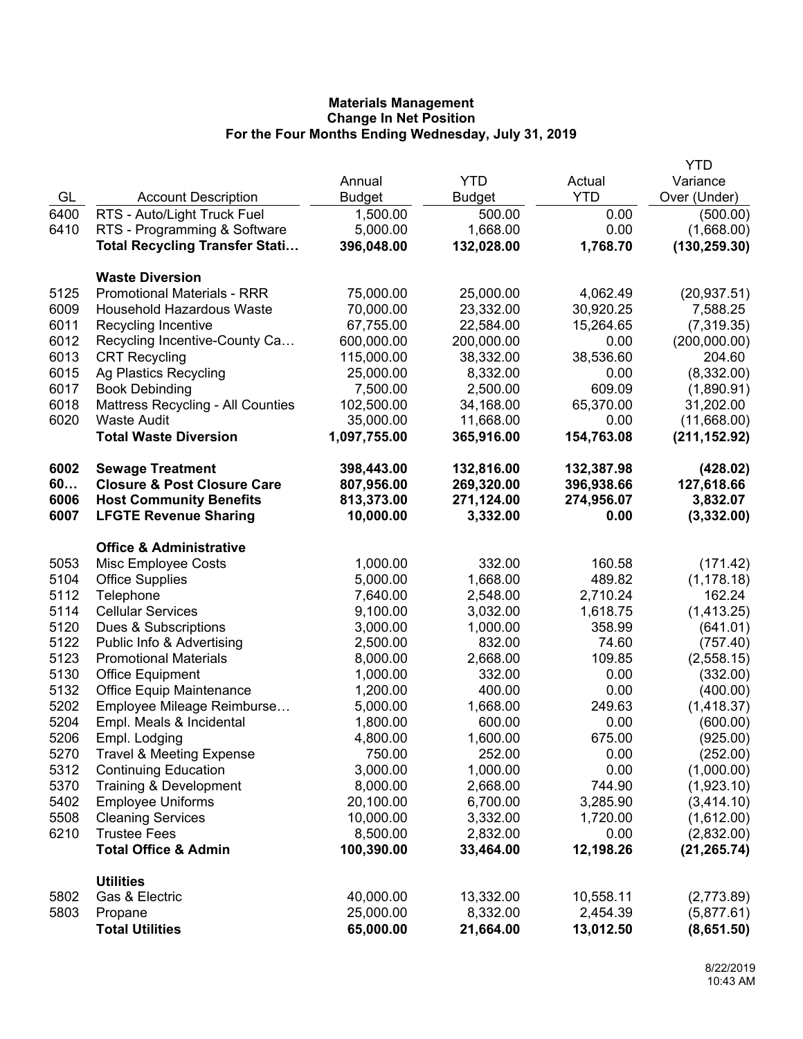**Materials Management**
**Change In Net Position**
**For the Four Months Ending Wednesday, July 31, 2019**

| GL | Account Description | Annual Budget | YTD Budget | Actual YTD | YTD Variance Over (Under) |
|---|---|---|---|---|---|
| 6400 | RTS - Auto/Light Truck Fuel | 1,500.00 | 500.00 | 0.00 | (500.00) |
| 6410 | RTS - Programming & Software | 5,000.00 | 1,668.00 | 0.00 | (1,668.00) |
| | **Total Recycling Transfer Stati…** | **396,048.00** | **132,028.00** | **1,768.70** | **(130,259.30)** |
| | **Waste Diversion** | | | | |
| 5125 | Promotional Materials - RRR | 75,000.00 | 25,000.00 | 4,062.49 | (20,937.51) |
| 6009 | Household Hazardous Waste | 70,000.00 | 23,332.00 | 30,920.25 | 7,588.25 |
| 6011 | Recycling Incentive | 67,755.00 | 22,584.00 | 15,264.65 | (7,319.35) |
| 6012 | Recycling Incentive-County Ca… | 600,000.00 | 200,000.00 | 0.00 | (200,000.00) |
| 6013 | CRT Recycling | 115,000.00 | 38,332.00 | 38,536.60 | 204.60 |
| 6015 | Ag Plastics Recycling | 25,000.00 | 8,332.00 | 0.00 | (8,332.00) |
| 6017 | Book Debinding | 7,500.00 | 2,500.00 | 609.09 | (1,890.91) |
| 6018 | Mattress Recycling - All Counties | 102,500.00 | 34,168.00 | 65,370.00 | 31,202.00 |
| 6020 | Waste Audit | 35,000.00 | 11,668.00 | 0.00 | (11,668.00) |
| | **Total Waste Diversion** | **1,097,755.00** | **365,916.00** | **154,763.08** | **(211,152.92)** |
| **6002** | **Sewage Treatment** | **398,443.00** | **132,816.00** | **132,387.98** | **(428.02)** |
| **60…** | **Closure & Post Closure Care** | **807,956.00** | **269,320.00** | **396,938.66** | **127,618.66** |
| **6006** | **Host Community Benefits** | **813,373.00** | **271,124.00** | **274,956.07** | **3,832.07** |
| **6007** | **LFGTE Revenue Sharing** | **10,000.00** | **3,332.00** | **0.00** | **(3,332.00)** |
| | **Office & Administrative** | | | | |
| 5053 | Misc Employee Costs | 1,000.00 | 332.00 | 160.58 | (171.42) |
| 5104 | Office Supplies | 5,000.00 | 1,668.00 | 489.82 | (1,178.18) |
| 5112 | Telephone | 7,640.00 | 2,548.00 | 2,710.24 | 162.24 |
| 5114 | Cellular Services | 9,100.00 | 3,032.00 | 1,618.75 | (1,413.25) |
| 5120 | Dues & Subscriptions | 3,000.00 | 1,000.00 | 358.99 | (641.01) |
| 5122 | Public Info & Advertising | 2,500.00 | 832.00 | 74.60 | (757.40) |
| 5123 | Promotional Materials | 8,000.00 | 2,668.00 | 109.85 | (2,558.15) |
| 5130 | Office Equipment | 1,000.00 | 332.00 | 0.00 | (332.00) |
| 5132 | Office Equip Maintenance | 1,200.00 | 400.00 | 0.00 | (400.00) |
| 5202 | Employee Mileage Reimburse… | 5,000.00 | 1,668.00 | 249.63 | (1,418.37) |
| 5204 | Empl. Meals & Incidental | 1,800.00 | 600.00 | 0.00 | (600.00) |
| 5206 | Empl. Lodging | 4,800.00 | 1,600.00 | 675.00 | (925.00) |
| 5270 | Travel & Meeting Expense | 750.00 | 252.00 | 0.00 | (252.00) |
| 5312 | Continuing Education | 3,000.00 | 1,000.00 | 0.00 | (1,000.00) |
| 5370 | Training & Development | 8,000.00 | 2,668.00 | 744.90 | (1,923.10) |
| 5402 | Employee Uniforms | 20,100.00 | 6,700.00 | 3,285.90 | (3,414.10) |
| 5508 | Cleaning Services | 10,000.00 | 3,332.00 | 1,720.00 | (1,612.00) |
| 6210 | Trustee Fees | 8,500.00 | 2,832.00 | 0.00 | (2,832.00) |
| | **Total Office & Admin** | **100,390.00** | **33,464.00** | **12,198.26** | **(21,265.74)** |
| | **Utilities** | | | | |
| 5802 | Gas & Electric | 40,000.00 | 13,332.00 | 10,558.11 | (2,773.89) |
| 5803 | Propane | 25,000.00 | 8,332.00 | 2,454.39 | (5,877.61) |
| | **Total Utilities** | **65,000.00** | **21,664.00** | **13,012.50** | **(8,651.50)** |

8/22/2019
10:43 AM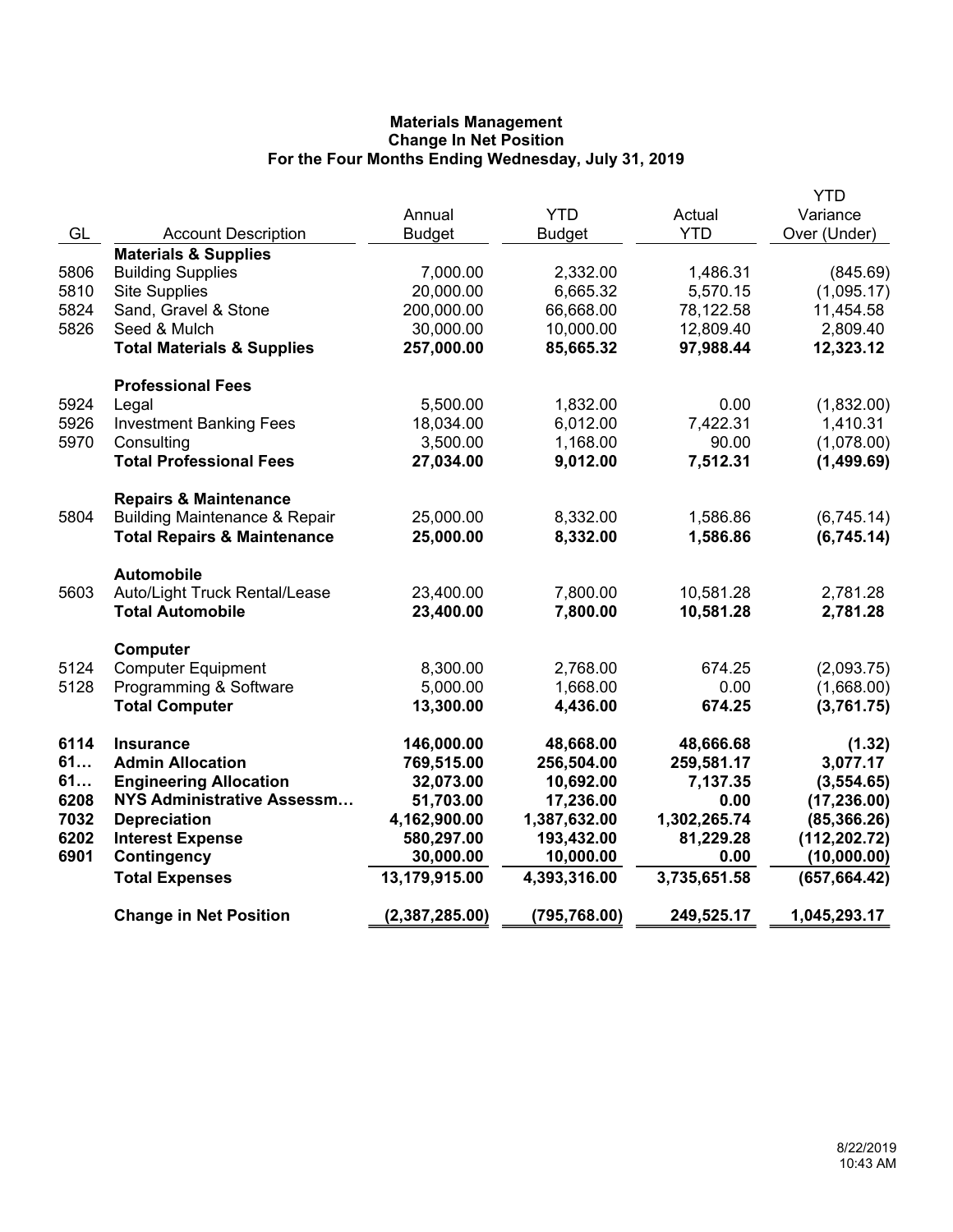**Materials Management**
**Change In Net Position**
**For the Four Months Ending Wednesday, July 31, 2019**

| GL | Account Description | Annual Budget | YTD Budget | Actual YTD | YTD Variance Over (Under) |
|---|---|---|---|---|---|
| | **Materials & Supplies** | | | | |
| 5806 | Building Supplies | 7,000.00 | 2,332.00 | 1,486.31 | (845.69) |
| 5810 | Site Supplies | 20,000.00 | 6,665.32 | 5,570.15 | (1,095.17) |
| 5824 | Sand, Gravel & Stone | 200,000.00 | 66,668.00 | 78,122.58 | 11,454.58 |
| 5826 | Seed & Mulch | 30,000.00 | 10,000.00 | 12,809.40 | 2,809.40 |
| | **Total Materials & Supplies** | **257,000.00** | **85,665.32** | **97,988.44** | **12,323.12** |
| | **Professional Fees** | | | | |
| 5924 | Legal | 5,500.00 | 1,832.00 | 0.00 | (1,832.00) |
| 5926 | Investment Banking Fees | 18,034.00 | 6,012.00 | 7,422.31 | 1,410.31 |
| 5970 | Consulting | 3,500.00 | 1,168.00 | 90.00 | (1,078.00) |
| | **Total Professional Fees** | **27,034.00** | **9,012.00** | **7,512.31** | **(1,499.69)** |
| | **Repairs & Maintenance** | | | | |
| 5804 | Building Maintenance & Repair | 25,000.00 | 8,332.00 | 1,586.86 | (6,745.14) |
| | **Total Repairs & Maintenance** | **25,000.00** | **8,332.00** | **1,586.86** | **(6,745.14)** |
| | **Automobile** | | | | |
| 5603 | Auto/Light Truck Rental/Lease | 23,400.00 | 7,800.00 | 10,581.28 | 2,781.28 |
| | **Total Automobile** | **23,400.00** | **7,800.00** | **10,581.28** | **2,781.28** |
| | **Computer** | | | | |
| 5124 | Computer Equipment | 8,300.00 | 2,768.00 | 674.25 | (2,093.75) |
| 5128 | Programming & Software | 5,000.00 | 1,668.00 | 0.00 | (1,668.00) |
| | **Total Computer** | **13,300.00** | **4,436.00** | **674.25** | **(3,761.75)** |
| **6114** | **Insurance** | **146,000.00** | **48,668.00** | **48,666.68** | **(1.32)** |
| **61…** | **Admin Allocation** | **769,515.00** | **256,504.00** | **259,581.17** | **3,077.17** |
| **61…** | **Engineering Allocation** | **32,073.00** | **10,692.00** | **7,137.35** | **(3,554.65)** |
| **6208** | **NYS Administrative Assessm…** | **51,703.00** | **17,236.00** | **0.00** | **(17,236.00)** |
| **7032** | **Depreciation** | **4,162,900.00** | **1,387,632.00** | **1,302,265.74** | **(85,366.26)** |
| **6202** | **Interest Expense** | **580,297.00** | **193,432.00** | **81,229.28** | **(112,202.72)** |
| **6901** | **Contingency** | **30,000.00** | **10,000.00** | **0.00** | **(10,000.00)** |
| | **Total Expenses** | **13,179,915.00** | **4,393,316.00** | **3,735,651.58** | **(657,664.42)** |
| | **Change in Net Position** | **(2,387,285.00)** | **(795,768.00)** | **249,525.17** | **1,045,293.17** |

8/22/2019
10:43 AM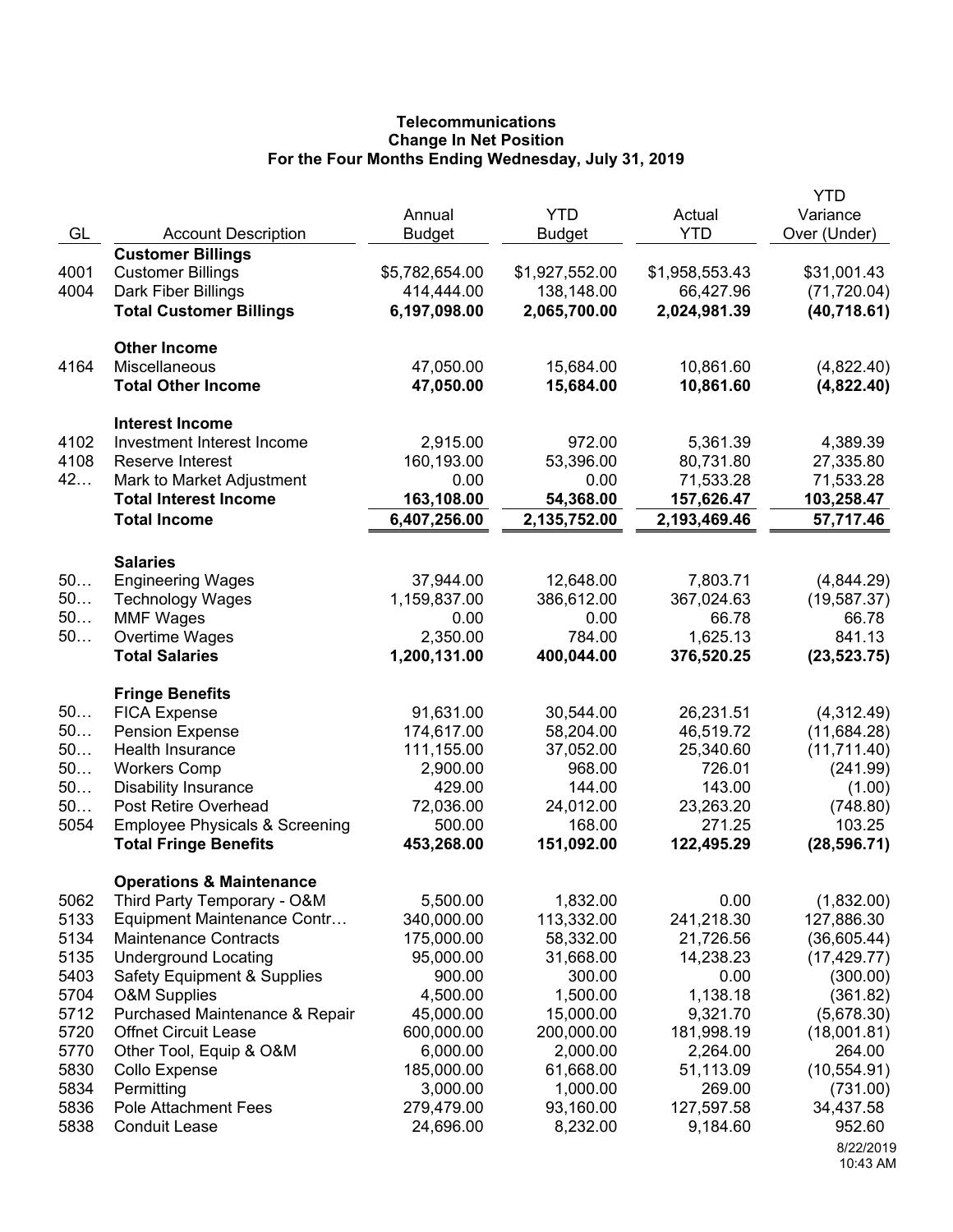**Telecommunications**
**Change In Net Position**
**For the Four Months Ending Wednesday, July 31, 2019**

| GL | Account Description | Annual Budget | YTD Budget | Actual YTD | YTD Variance Over (Under) |
|---|---|---|---|---|---|
| | **Customer Billings** | | | | |
| 4001 | Customer Billings | $5,782,654.00 | $1,927,552.00 | $1,958,553.43 | $31,001.43 |
| 4004 | Dark Fiber Billings | 414,444.00 | 138,148.00 | 66,427.96 | (71,720.04) |
| | **Total Customer Billings** | **6,197,098.00** | **2,065,700.00** | **2,024,981.39** | **(40,718.61)** |
| | **Other Income** | | | | |
| 4164 | Miscellaneous | 47,050.00 | 15,684.00 | 10,861.60 | (4,822.40) |
| | **Total Other Income** | **47,050.00** | **15,684.00** | **10,861.60** | **(4,822.40)** |
| | **Interest Income** | | | | |
| 4102 | Investment Interest Income | 2,915.00 | 972.00 | 5,361.39 | 4,389.39 |
| 4108 | Reserve Interest | 160,193.00 | 53,396.00 | 80,731.80 | 27,335.80 |
| 42… | Mark to Market Adjustment | 0.00 | 0.00 | 71,533.28 | 71,533.28 |
| | **Total Interest Income** | **163,108.00** | **54,368.00** | **157,626.47** | **103,258.47** |
| | **Total Income** | **6,407,256.00** | **2,135,752.00** | **2,193,469.46** | **57,717.46** |
| | **Salaries** | | | | |
| 50… | Engineering Wages | 37,944.00 | 12,648.00 | 7,803.71 | (4,844.29) |
| 50… | Technology Wages | 1,159,837.00 | 386,612.00 | 367,024.63 | (19,587.37) |
| 50… | MMF Wages | 0.00 | 0.00 | 66.78 | 66.78 |
| 50… | Overtime Wages | 2,350.00 | 784.00 | 1,625.13 | 841.13 |
| | **Total Salaries** | **1,200,131.00** | **400,044.00** | **376,520.25** | **(23,523.75)** |
| | **Fringe Benefits** | | | | |
| 50… | FICA Expense | 91,631.00 | 30,544.00 | 26,231.51 | (4,312.49) |
| 50… | Pension Expense | 174,617.00 | 58,204.00 | 46,519.72 | (11,684.28) |
| 50… | Health Insurance | 111,155.00 | 37,052.00 | 25,340.60 | (11,711.40) |
| 50… | Workers Comp | 2,900.00 | 968.00 | 726.01 | (241.99) |
| 50… | Disability Insurance | 429.00 | 144.00 | 143.00 | (1.00) |
| 50… | Post Retire Overhead | 72,036.00 | 24,012.00 | 23,263.20 | (748.80) |
| 5054 | Employee Physicals & Screening | 500.00 | 168.00 | 271.25 | 103.25 |
| | **Total Fringe Benefits** | **453,268.00** | **151,092.00** | **122,495.29** | **(28,596.71)** |
| | **Operations & Maintenance** | | | | |
| 5062 | Third Party Temporary - O&M | 5,500.00 | 1,832.00 | 0.00 | (1,832.00) |
| 5133 | Equipment Maintenance Contr… | 340,000.00 | 113,332.00 | 241,218.30 | 127,886.30 |
| 5134 | Maintenance Contracts | 175,000.00 | 58,332.00 | 21,726.56 | (36,605.44) |
| 5135 | Underground Locating | 95,000.00 | 31,668.00 | 14,238.23 | (17,429.77) |
| 5403 | Safety Equipment & Supplies | 900.00 | 300.00 | 0.00 | (300.00) |
| 5704 | O&M Supplies | 4,500.00 | 1,500.00 | 1,138.18 | (361.82) |
| 5712 | Purchased Maintenance & Repair | 45,000.00 | 15,000.00 | 9,321.70 | (5,678.30) |
| 5720 | Offnet Circuit Lease | 600,000.00 | 200,000.00 | 181,998.19 | (18,001.81) |
| 5770 | Other Tool, Equip & O&M | 6,000.00 | 2,000.00 | 2,264.00 | 264.00 |
| 5830 | Collo Expense | 185,000.00 | 61,668.00 | 51,113.09 | (10,554.91) |
| 5834 | Permitting | 3,000.00 | 1,000.00 | 269.00 | (731.00) |
| 5836 | Pole Attachment Fees | 279,479.00 | 93,160.00 | 127,597.58 | 34,437.58 |
| 5838 | Conduit Lease | 24,696.00 | 8,232.00 | 9,184.60 | 952.60 |

8/22/2019
10:43 AM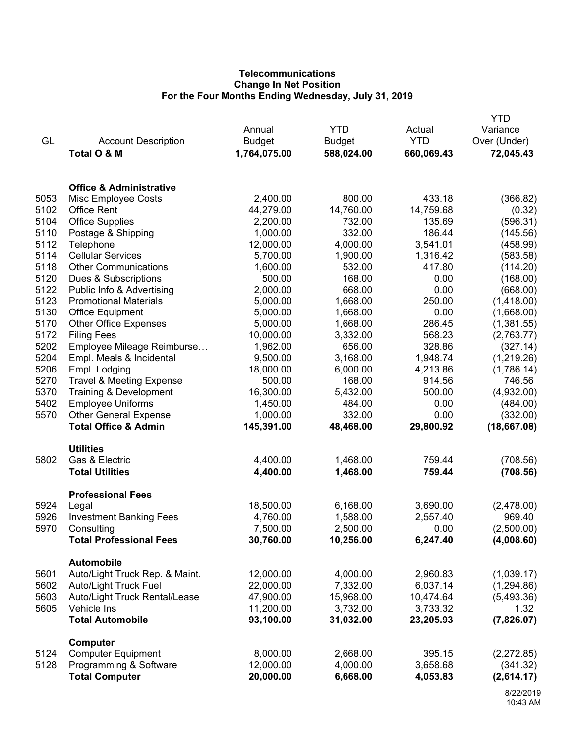**Telecommunications**
**Change In Net Position**
**For the Four Months Ending Wednesday, July 31, 2019**

| GL | Account Description | Annual Budget | YTD Budget | Actual YTD | YTD Variance Over (Under) |
|---|---|---|---|---|---|
| | **Total O & M** | **1,764,075.00** | **588,024.00** | **660,069.43** | **72,045.43** |
| | | | | | |
| | **Office & Administrative** | | | | |
| 5053 | Misc Employee Costs | 2,400.00 | 800.00 | 433.18 | (366.82) |
| 5102 | Office Rent | 44,279.00 | 14,760.00 | 14,759.68 | (0.32) |
| 5104 | Office Supplies | 2,200.00 | 732.00 | 135.69 | (596.31) |
| 5110 | Postage & Shipping | 1,000.00 | 332.00 | 186.44 | (145.56) |
| 5112 | Telephone | 12,000.00 | 4,000.00 | 3,541.01 | (458.99) |
| 5114 | Cellular Services | 5,700.00 | 1,900.00 | 1,316.42 | (583.58) |
| 5118 | Other Communications | 1,600.00 | 532.00 | 417.80 | (114.20) |
| 5120 | Dues & Subscriptions | 500.00 | 168.00 | 0.00 | (168.00) |
| 5122 | Public Info & Advertising | 2,000.00 | 668.00 | 0.00 | (668.00) |
| 5123 | Promotional Materials | 5,000.00 | 1,668.00 | 250.00 | (1,418.00) |
| 5130 | Office Equipment | 5,000.00 | 1,668.00 | 0.00 | (1,668.00) |
| 5170 | Other Office Expenses | 5,000.00 | 1,668.00 | 286.45 | (1,381.55) |
| 5172 | Filing Fees | 10,000.00 | 3,332.00 | 568.23 | (2,763.77) |
| 5202 | Employee Mileage Reimburse… | 1,962.00 | 656.00 | 328.86 | (327.14) |
| 5204 | Empl. Meals & Incidental | 9,500.00 | 3,168.00 | 1,948.74 | (1,219.26) |
| 5206 | Empl. Lodging | 18,000.00 | 6,000.00 | 4,213.86 | (1,786.14) |
| 5270 | Travel & Meeting Expense | 500.00 | 168.00 | 914.56 | 746.56 |
| 5370 | Training & Development | 16,300.00 | 5,432.00 | 500.00 | (4,932.00) |
| 5402 | Employee Uniforms | 1,450.00 | 484.00 | 0.00 | (484.00) |
| 5570 | Other General Expense | 1,000.00 | 332.00 | 0.00 | (332.00) |
| | **Total Office & Admin** | **145,391.00** | **48,468.00** | **29,800.92** | **(18,667.08)** |
| | | | | | |
| | **Utilities** | | | | |
| 5802 | Gas & Electric | 4,400.00 | 1,468.00 | 759.44 | (708.56) |
| | **Total Utilities** | **4,400.00** | **1,468.00** | **759.44** | **(708.56)** |
| | | | | | |
| | **Professional Fees** | | | | |
| 5924 | Legal | 18,500.00 | 6,168.00 | 3,690.00 | (2,478.00) |
| 5926 | Investment Banking Fees | 4,760.00 | 1,588.00 | 2,557.40 | 969.40 |
| 5970 | Consulting | 7,500.00 | 2,500.00 | 0.00 | (2,500.00) |
| | **Total Professional Fees** | **30,760.00** | **10,256.00** | **6,247.40** | **(4,008.60)** |
| | | | | | |
| | **Automobile** | | | | |
| 5601 | Auto/Light Truck Rep. & Maint. | 12,000.00 | 4,000.00 | 2,960.83 | (1,039.17) |
| 5602 | Auto/Light Truck Fuel | 22,000.00 | 7,332.00 | 6,037.14 | (1,294.86) |
| 5603 | Auto/Light Truck Rental/Lease | 47,900.00 | 15,968.00 | 10,474.64 | (5,493.36) |
| 5605 | Vehicle Ins | 11,200.00 | 3,732.00 | 3,733.32 | 1.32 |
| | **Total Automobile** | **93,100.00** | **31,032.00** | **23,205.93** | **(7,826.07)** |
| | | | | | |
| | **Computer** | | | | |
| 5124 | Computer Equipment | 8,000.00 | 2,668.00 | 395.15 | (2,272.85) |
| 5128 | Programming & Software | 12,000.00 | 4,000.00 | 3,658.68 | (341.32) |
| | **Total Computer** | **20,000.00** | **6,668.00** | **4,053.83** | **(2,614.17)** |

8/22/2019
10:43 AM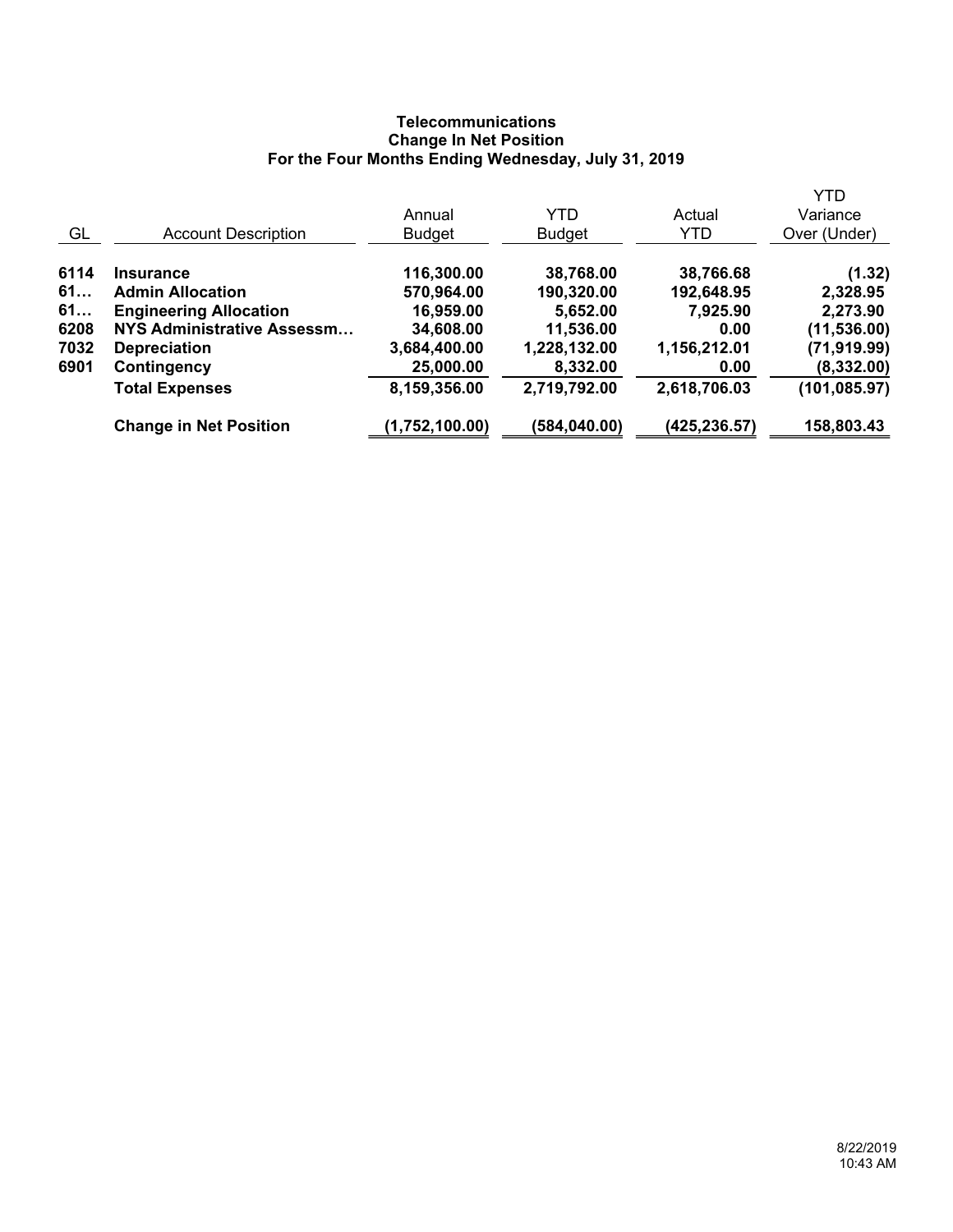# Telecommunications
## Change In Net Position
### For the Four Months Ending Wednesday, July 31, 2019

| GL | Account Description | Annual Budget | YTD Budget | Actual YTD | YTD Variance Over (Under) |
|---|---|---|---|---|---|
| **6114** | **Insurance** | **116,300.00** | **38,768.00** | **38,766.68** | **(1.32)** |
| **61…** | **Admin Allocation** | **570,964.00** | **190,320.00** | **192,648.95** | **2,328.95** |
| **61…** | **Engineering Allocation** | **16,959.00** | **5,652.00** | **7,925.90** | **2,273.90** |
| **6208** | **NYS Administrative Assessm…** | **34,608.00** | **11,536.00** | **0.00** | **(11,536.00)** |
| **7032** | **Depreciation** | **3,684,400.00** | **1,228,132.00** | **1,156,212.01** | **(71,919.99)** |
| **6901** | **Contingency** | **25,000.00** | **8,332.00** | **0.00** | **(8,332.00)** |
| | **Total Expenses** | **8,159,356.00** | **2,719,792.00** | **2,618,706.03** | **(101,085.97)** |
| | **Change in Net Position** | **(1,752,100.00)** | **(584,040.00)** | **(425,236.57)** | **158,803.43** |

8/22/2019
10:43 AM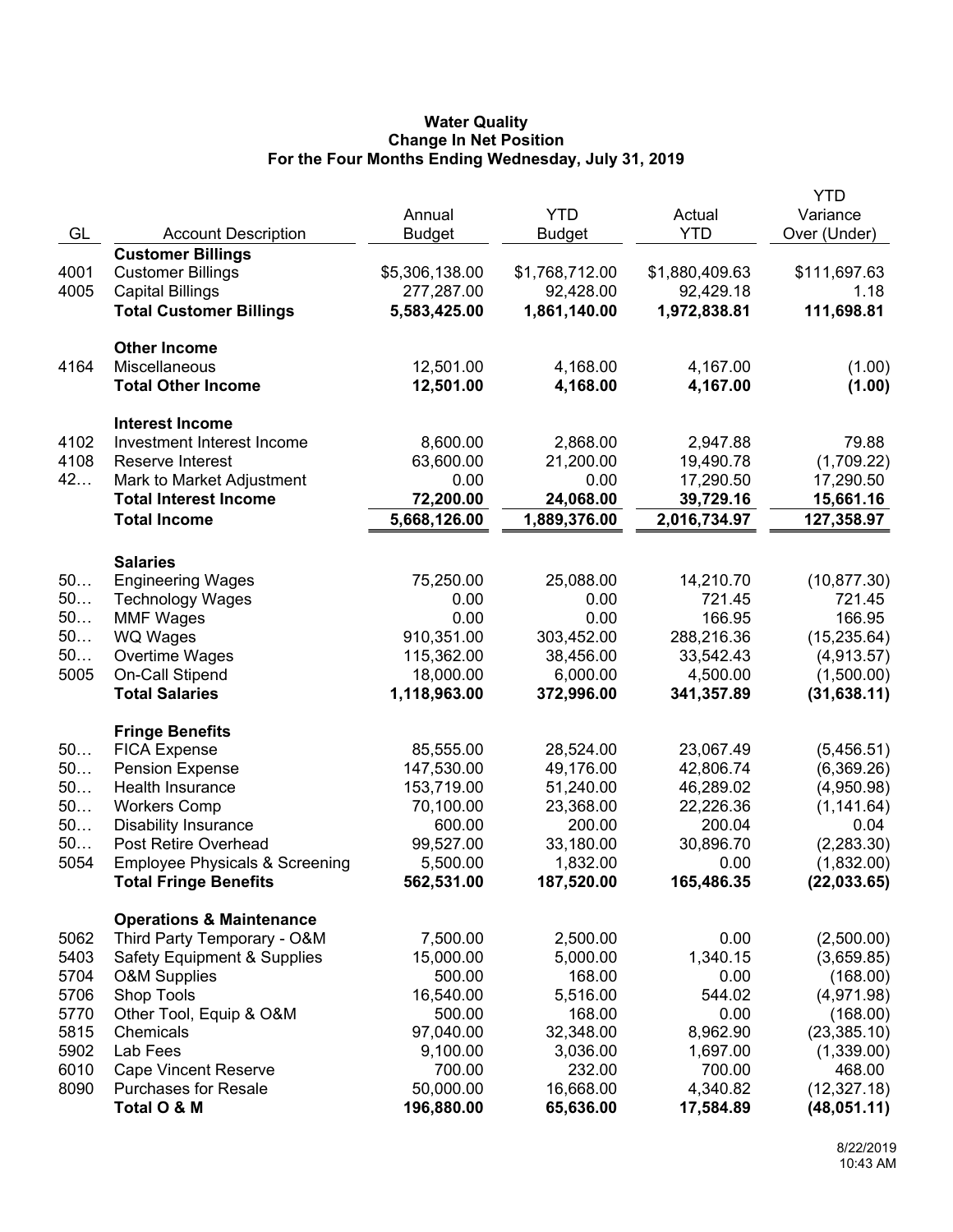**Water Quality**
**Change In Net Position**
**For the Four Months Ending Wednesday, July 31, 2019**

| GL | Account Description | Annual Budget | YTD Budget | Actual YTD | YTD Variance Over (Under) |
|---|---|---|---|---|---|
| | **Customer Billings** | | | | |
| 4001 | Customer Billings | $5,306,138.00 | $1,768,712.00 | $1,880,409.63 | $111,697.63 |
| 4005 | Capital Billings | 277,287.00 | 92,428.00 | 92,429.18 | 1.18 |
| | **Total Customer Billings** | **5,583,425.00** | **1,861,140.00** | **1,972,838.81** | **111,698.81** |
| | **Other Income** | | | | |
| 4164 | Miscellaneous | 12,501.00 | 4,168.00 | 4,167.00 | (1.00) |
| | **Total Other Income** | **12,501.00** | **4,168.00** | **4,167.00** | **(1.00)** |
| | **Interest Income** | | | | |
| 4102 | Investment Interest Income | 8,600.00 | 2,868.00 | 2,947.88 | 79.88 |
| 4108 | Reserve Interest | 63,600.00 | 21,200.00 | 19,490.78 | (1,709.22) |
| 42… | Mark to Market Adjustment | 0.00 | 0.00 | 17,290.50 | 17,290.50 |
| | **Total Interest Income** | **72,200.00** | **24,068.00** | **39,729.16** | **15,661.16** |
| | **Total Income** | **5,668,126.00** | **1,889,376.00** | **2,016,734.97** | **127,358.97** |
| | **Salaries** | | | | |
| 50… | Engineering Wages | 75,250.00 | 25,088.00 | 14,210.70 | (10,877.30) |
| 50… | Technology Wages | 0.00 | 0.00 | 721.45 | 721.45 |
| 50… | MMF Wages | 0.00 | 0.00 | 166.95 | 166.95 |
| 50… | WQ Wages | 910,351.00 | 303,452.00 | 288,216.36 | (15,235.64) |
| 50… | Overtime Wages | 115,362.00 | 38,456.00 | 33,542.43 | (4,913.57) |
| 5005 | On-Call Stipend | 18,000.00 | 6,000.00 | 4,500.00 | (1,500.00) |
| | **Total Salaries** | **1,118,963.00** | **372,996.00** | **341,357.89** | **(31,638.11)** |
| | **Fringe Benefits** | | | | |
| 50… | FICA Expense | 85,555.00 | 28,524.00 | 23,067.49 | (5,456.51) |
| 50… | Pension Expense | 147,530.00 | 49,176.00 | 42,806.74 | (6,369.26) |
| 50… | Health Insurance | 153,719.00 | 51,240.00 | 46,289.02 | (4,950.98) |
| 50… | Workers Comp | 70,100.00 | 23,368.00 | 22,226.36 | (1,141.64) |
| 50… | Disability Insurance | 600.00 | 200.00 | 200.04 | 0.04 |
| 50… | Post Retire Overhead | 99,527.00 | 33,180.00 | 30,896.70 | (2,283.30) |
| 5054 | Employee Physicals & Screening | 5,500.00 | 1,832.00 | 0.00 | (1,832.00) |
| | **Total Fringe Benefits** | **562,531.00** | **187,520.00** | **165,486.35** | **(22,033.65)** |
| | **Operations & Maintenance** | | | | |
| 5062 | Third Party Temporary - O&M | 7,500.00 | 2,500.00 | 0.00 | (2,500.00) |
| 5403 | Safety Equipment & Supplies | 15,000.00 | 5,000.00 | 1,340.15 | (3,659.85) |
| 5704 | O&M Supplies | 500.00 | 168.00 | 0.00 | (168.00) |
| 5706 | Shop Tools | 16,540.00 | 5,516.00 | 544.02 | (4,971.98) |
| 5770 | Other Tool, Equip & O&M | 500.00 | 168.00 | 0.00 | (168.00) |
| 5815 | Chemicals | 97,040.00 | 32,348.00 | 8,962.90 | (23,385.10) |
| 5902 | Lab Fees | 9,100.00 | 3,036.00 | 1,697.00 | (1,339.00) |
| 6010 | Cape Vincent Reserve | 700.00 | 232.00 | 700.00 | 468.00 |
| 8090 | Purchases for Resale | 50,000.00 | 16,668.00 | 4,340.82 | (12,327.18) |
| | **Total O & M** | **196,880.00** | **65,636.00** | **17,584.89** | **(48,051.11)** |

8/22/2019
10:43 AM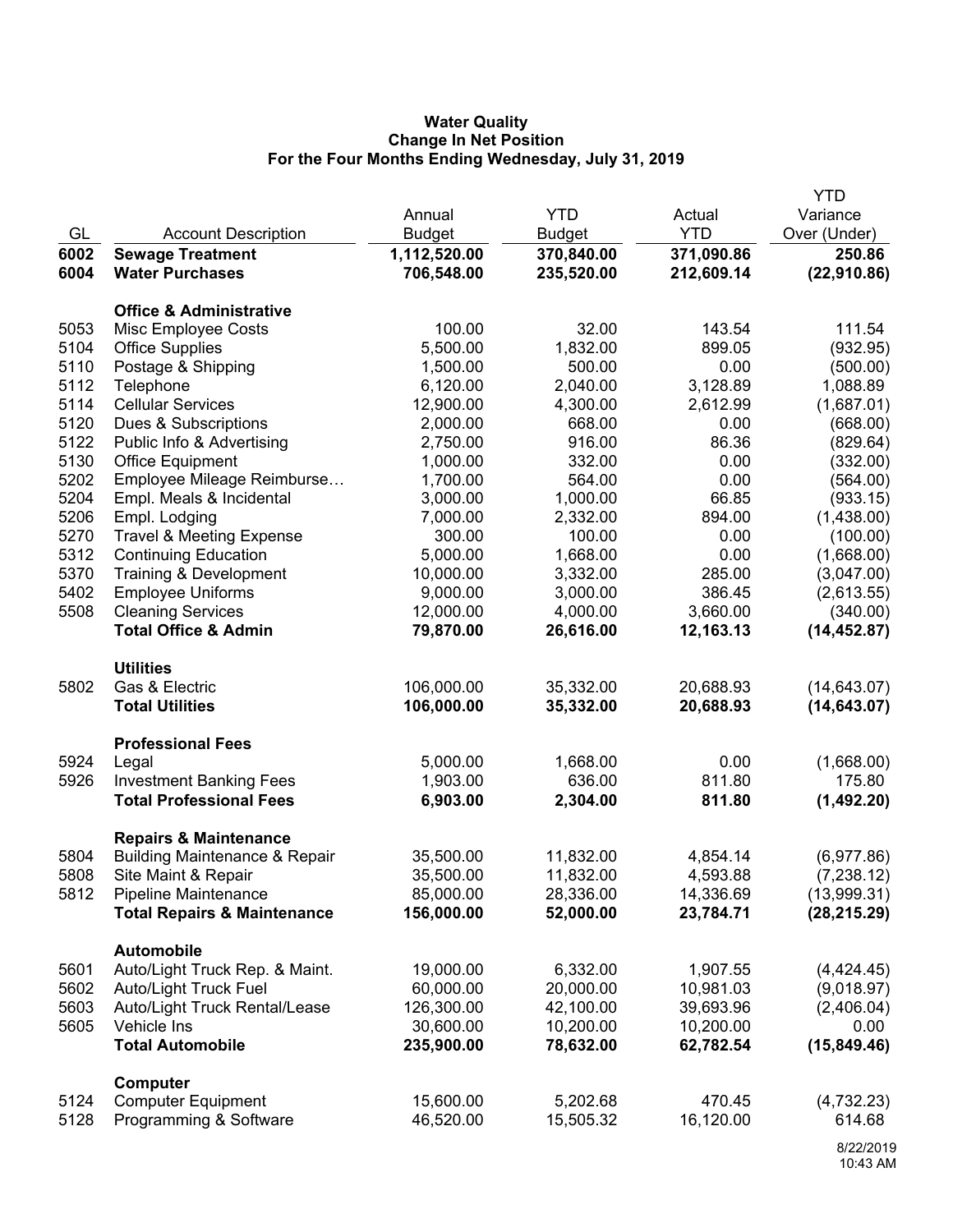# Water Quality
## Change In Net Position
### For the Four Months Ending Wednesday, July 31, 2019

| GL | Account Description | Annual Budget | YTD Budget | Actual YTD | YTD Variance Over (Under) |
|---|---|---|---|---|---|
| **6002** | **Sewage Treatment** | **1,112,520.00** | **370,840.00** | **371,090.86** | **250.86** |
| **6004** | **Water Purchases** | **706,548.00** | **235,520.00** | **212,609.14** | **(22,910.86)** |
| | **Office & Administrative** | | | | |
| 5053 | Misc Employee Costs | 100.00 | 32.00 | 143.54 | 111.54 |
| 5104 | Office Supplies | 5,500.00 | 1,832.00 | 899.05 | (932.95) |
| 5110 | Postage & Shipping | 1,500.00 | 500.00 | 0.00 | (500.00) |
| 5112 | Telephone | 6,120.00 | 2,040.00 | 3,128.89 | 1,088.89 |
| 5114 | Cellular Services | 12,900.00 | 4,300.00 | 2,612.99 | (1,687.01) |
| 5120 | Dues & Subscriptions | 2,000.00 | 668.00 | 0.00 | (668.00) |
| 5122 | Public Info & Advertising | 2,750.00 | 916.00 | 86.36 | (829.64) |
| 5130 | Office Equipment | 1,000.00 | 332.00 | 0.00 | (332.00) |
| 5202 | Employee Mileage Reimburse… | 1,700.00 | 564.00 | 0.00 | (564.00) |
| 5204 | Empl. Meals & Incidental | 3,000.00 | 1,000.00 | 66.85 | (933.15) |
| 5206 | Empl. Lodging | 7,000.00 | 2,332.00 | 894.00 | (1,438.00) |
| 5270 | Travel & Meeting Expense | 300.00 | 100.00 | 0.00 | (100.00) |
| 5312 | Continuing Education | 5,000.00 | 1,668.00 | 0.00 | (1,668.00) |
| 5370 | Training & Development | 10,000.00 | 3,332.00 | 285.00 | (3,047.00) |
| 5402 | Employee Uniforms | 9,000.00 | 3,000.00 | 386.45 | (2,613.55) |
| 5508 | Cleaning Services | 12,000.00 | 4,000.00 | 3,660.00 | (340.00) |
| | **Total Office & Admin** | **79,870.00** | **26,616.00** | **12,163.13** | **(14,452.87)** |
| | **Utilities** | | | | |
| 5802 | Gas & Electric | 106,000.00 | 35,332.00 | 20,688.93 | (14,643.07) |
| | **Total Utilities** | **106,000.00** | **35,332.00** | **20,688.93** | **(14,643.07)** |
| | **Professional Fees** | | | | |
| 5924 | Legal | 5,000.00 | 1,668.00 | 0.00 | (1,668.00) |
| 5926 | Investment Banking Fees | 1,903.00 | 636.00 | 811.80 | 175.80 |
| | **Total Professional Fees** | **6,903.00** | **2,304.00** | **811.80** | **(1,492.20)** |
| | **Repairs & Maintenance** | | | | |
| 5804 | Building Maintenance & Repair | 35,500.00 | 11,832.00 | 4,854.14 | (6,977.86) |
| 5808 | Site Maint & Repair | 35,500.00 | 11,832.00 | 4,593.88 | (7,238.12) |
| 5812 | Pipeline Maintenance | 85,000.00 | 28,336.00 | 14,336.69 | (13,999.31) |
| | **Total Repairs & Maintenance** | **156,000.00** | **52,000.00** | **23,784.71** | **(28,215.29)** |
| | **Automobile** | | | | |
| 5601 | Auto/Light Truck Rep. & Maint. | 19,000.00 | 6,332.00 | 1,907.55 | (4,424.45) |
| 5602 | Auto/Light Truck Fuel | 60,000.00 | 20,000.00 | 10,981.03 | (9,018.97) |
| 5603 | Auto/Light Truck Rental/Lease | 126,300.00 | 42,100.00 | 39,693.96 | (2,406.04) |
| 5605 | Vehicle Ins | 30,600.00 | 10,200.00 | 10,200.00 | 0.00 |
| | **Total Automobile** | **235,900.00** | **78,632.00** | **62,782.54** | **(15,849.46)** |
| | **Computer** | | | | |
| 5124 | Computer Equipment | 15,600.00 | 5,202.68 | 470.45 | (4,732.23) |
| 5128 | Programming & Software | 46,520.00 | 15,505.32 | 16,120.00 | 614.68 |

8/22/2019
10:43 AM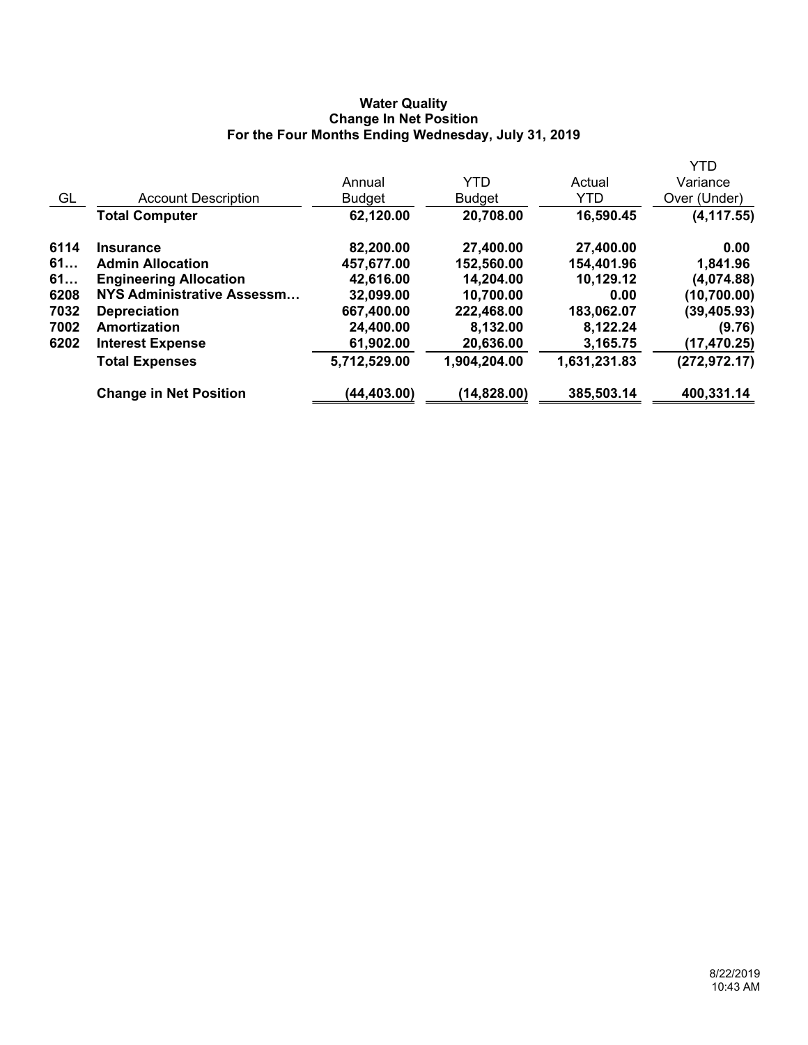**Water Quality**
**Change In Net Position**
**For the Four Months Ending Wednesday, July 31, 2019**

| GL | Account Description | Annual Budget | YTD Budget | Actual YTD | YTD Variance Over (Under) |
|---|---|---|---|---|---|
| | **Total Computer** | **62,120.00** | **20,708.00** | **16,590.45** | **(4,117.55)** |
| **6114** | **Insurance** | **82,200.00** | **27,400.00** | **27,400.00** | **0.00** |
| **61…** | **Admin Allocation** | **457,677.00** | **152,560.00** | **154,401.96** | **1,841.96** |
| **61…** | **Engineering Allocation** | **42,616.00** | **14,204.00** | **10,129.12** | **(4,074.88)** |
| **6208** | **NYS Administrative Assessm…** | **32,099.00** | **10,700.00** | **0.00** | **(10,700.00)** |
| **7032** | **Depreciation** | **667,400.00** | **222,468.00** | **183,062.07** | **(39,405.93)** |
| **7002** | **Amortization** | **24,400.00** | **8,132.00** | **8,122.24** | **(9.76)** |
| **6202** | **Interest Expense** | **61,902.00** | **20,636.00** | **3,165.75** | **(17,470.25)** |
| | **Total Expenses** | **5,712,529.00** | **1,904,204.00** | **1,631,231.83** | **(272,972.17)** |
| | **Change in Net Position** | **(44,403.00)** | **(14,828.00)** | **385,503.14** | **400,331.14** |

8/22/2019
10:43 AM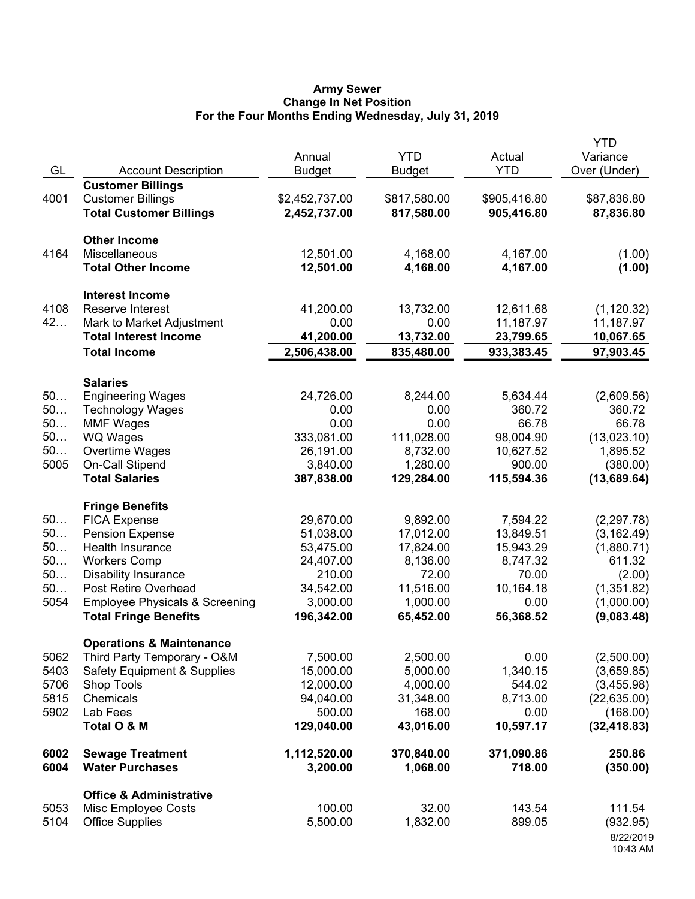**Army Sewer**
**Change In Net Position**
**For the Four Months Ending Wednesday, July 31, 2019**

| GL | Account Description | Annual Budget | YTD Budget | Actual YTD | YTD Variance Over (Under) |
|---|---|---|---|---|---|
| | **Customer Billings** | | | | |
| 4001 | Customer Billings | $2,452,737.00 | $817,580.00 | $905,416.80 | $87,836.80 |
| | **Total Customer Billings** | **2,452,737.00** | **817,580.00** | **905,416.80** | **87,836.80** |
| | **Other Income** | | | | |
| 4164 | Miscellaneous | 12,501.00 | 4,168.00 | 4,167.00 | (1.00) |
| | **Total Other Income** | **12,501.00** | **4,168.00** | **4,167.00** | **(1.00)** |
| | **Interest Income** | | | | |
| 4108 | Reserve Interest | 41,200.00 | 13,732.00 | 12,611.68 | (1,120.32) |
| 42… | Mark to Market Adjustment | 0.00 | 0.00 | 11,187.97 | 11,187.97 |
| | **Total Interest Income** | **41,200.00** | **13,732.00** | **23,799.65** | **10,067.65** |
| | **Total Income** | **2,506,438.00** | **835,480.00** | **933,383.45** | **97,903.45** |
| | **Salaries** | | | | |
| 50… | Engineering Wages | 24,726.00 | 8,244.00 | 5,634.44 | (2,609.56) |
| 50… | Technology Wages | 0.00 | 0.00 | 360.72 | 360.72 |
| 50… | MMF Wages | 0.00 | 0.00 | 66.78 | 66.78 |
| 50… | WQ Wages | 333,081.00 | 111,028.00 | 98,004.90 | (13,023.10) |
| 50… | Overtime Wages | 26,191.00 | 8,732.00 | 10,627.52 | 1,895.52 |
| 5005 | On-Call Stipend | 3,840.00 | 1,280.00 | 900.00 | (380.00) |
| | **Total Salaries** | **387,838.00** | **129,284.00** | **115,594.36** | **(13,689.64)** |
| | **Fringe Benefits** | | | | |
| 50… | FICA Expense | 29,670.00 | 9,892.00 | 7,594.22 | (2,297.78) |
| 50… | Pension Expense | 51,038.00 | 17,012.00 | 13,849.51 | (3,162.49) |
| 50… | Health Insurance | 53,475.00 | 17,824.00 | 15,943.29 | (1,880.71) |
| 50… | Workers Comp | 24,407.00 | 8,136.00 | 8,747.32 | 611.32 |
| 50… | Disability Insurance | 210.00 | 72.00 | 70.00 | (2.00) |
| 50… | Post Retire Overhead | 34,542.00 | 11,516.00 | 10,164.18 | (1,351.82) |
| 5054 | Employee Physicals & Screening | 3,000.00 | 1,000.00 | 0.00 | (1,000.00) |
| | **Total Fringe Benefits** | **196,342.00** | **65,452.00** | **56,368.52** | **(9,083.48)** |
| | **Operations & Maintenance** | | | | |
| 5062 | Third Party Temporary - O&M | 7,500.00 | 2,500.00 | 0.00 | (2,500.00) |
| 5403 | Safety Equipment & Supplies | 15,000.00 | 5,000.00 | 1,340.15 | (3,659.85) |
| 5706 | Shop Tools | 12,000.00 | 4,000.00 | 544.02 | (3,455.98) |
| 5815 | Chemicals | 94,040.00 | 31,348.00 | 8,713.00 | (22,635.00) |
| 5902 | Lab Fees | 500.00 | 168.00 | 0.00 | (168.00) |
| | **Total O & M** | **129,040.00** | **43,016.00** | **10,597.17** | **(32,418.83)** |
| **6002** | **Sewage Treatment** | **1,112,520.00** | **370,840.00** | **371,090.86** | **250.86** |
| **6004** | **Water Purchases** | **3,200.00** | **1,068.00** | **718.00** | **(350.00)** |
| | **Office & Administrative** | | | | |
| 5053 | Misc Employee Costs | 100.00 | 32.00 | 143.54 | 111.54 |
| 5104 | Office Supplies | 5,500.00 | 1,832.00 | 899.05 | (932.95) |

8/22/2019
10:43 AM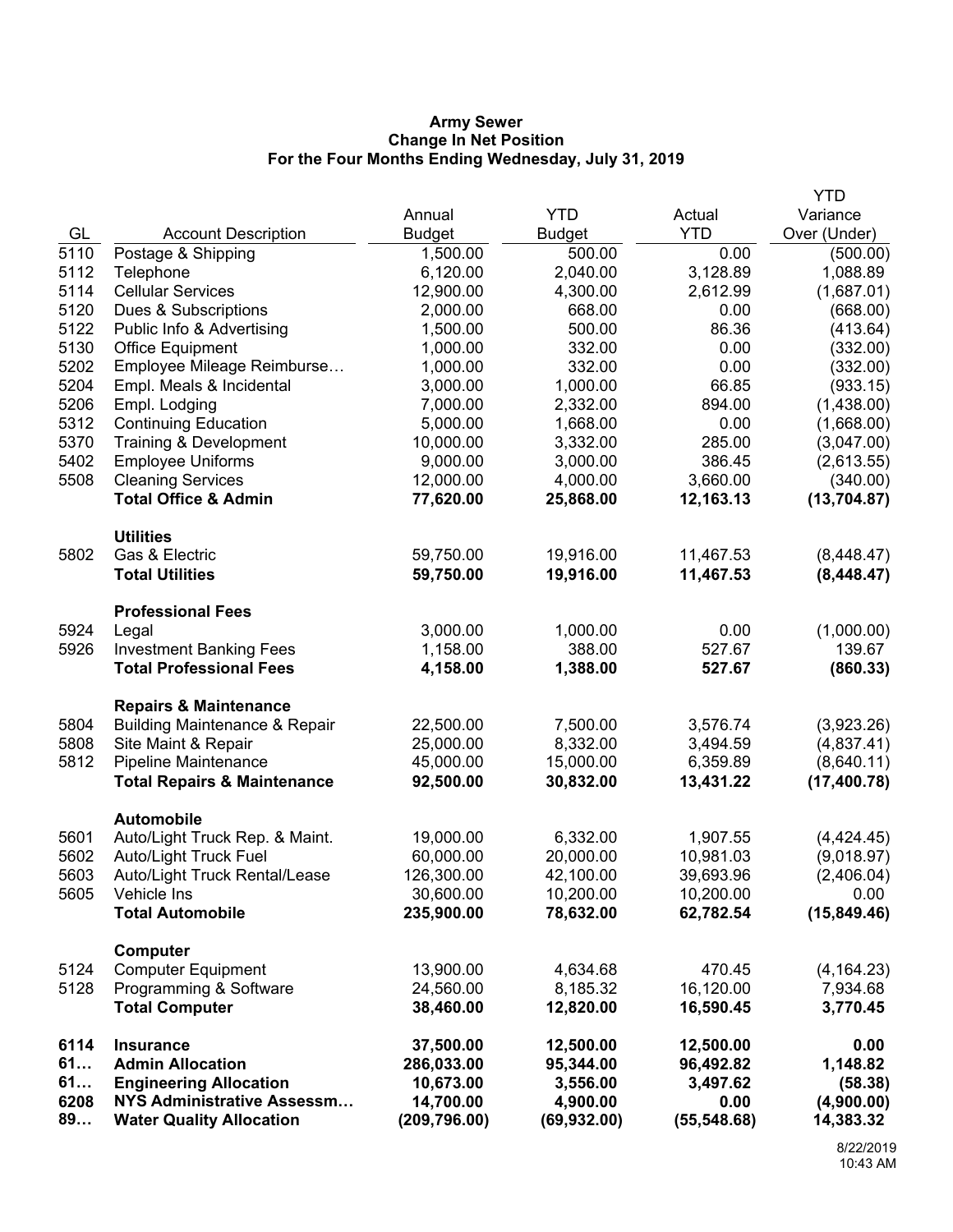**Army Sewer**
**Change In Net Position**
**For the Four Months Ending Wednesday, July 31, 2019**

| GL | Account Description | Annual Budget | YTD Budget | Actual YTD | YTD Variance Over (Under) |
|---|---|---|---|---|---|
| 5110 | Postage & Shipping | 1,500.00 | 500.00 | 0.00 | (500.00) |
| 5112 | Telephone | 6,120.00 | 2,040.00 | 3,128.89 | 1,088.89 |
| 5114 | Cellular Services | 12,900.00 | 4,300.00 | 2,612.99 | (1,687.01) |
| 5120 | Dues & Subscriptions | 2,000.00 | 668.00 | 0.00 | (668.00) |
| 5122 | Public Info & Advertising | 1,500.00 | 500.00 | 86.36 | (413.64) |
| 5130 | Office Equipment | 1,000.00 | 332.00 | 0.00 | (332.00) |
| 5202 | Employee Mileage Reimburse… | 1,000.00 | 332.00 | 0.00 | (332.00) |
| 5204 | Empl. Meals & Incidental | 3,000.00 | 1,000.00 | 66.85 | (933.15) |
| 5206 | Empl. Lodging | 7,000.00 | 2,332.00 | 894.00 | (1,438.00) |
| 5312 | Continuing Education | 5,000.00 | 1,668.00 | 0.00 | (1,668.00) |
| 5370 | Training & Development | 10,000.00 | 3,332.00 | 285.00 | (3,047.00) |
| 5402 | Employee Uniforms | 9,000.00 | 3,000.00 | 386.45 | (2,613.55) |
| 5508 | Cleaning Services | 12,000.00 | 4,000.00 | 3,660.00 | (340.00) |
| | **Total Office & Admin** | **77,620.00** | **25,868.00** | **12,163.13** | **(13,704.87)** |
| | **Utilities** | | | | |
| 5802 | Gas & Electric | 59,750.00 | 19,916.00 | 11,467.53 | (8,448.47) |
| | **Total Utilities** | **59,750.00** | **19,916.00** | **11,467.53** | **(8,448.47)** |
| | **Professional Fees** | | | | |
| 5924 | Legal | 3,000.00 | 1,000.00 | 0.00 | (1,000.00) |
| 5926 | Investment Banking Fees | 1,158.00 | 388.00 | 527.67 | 139.67 |
| | **Total Professional Fees** | **4,158.00** | **1,388.00** | **527.67** | **(860.33)** |
| | **Repairs & Maintenance** | | | | |
| 5804 | Building Maintenance & Repair | 22,500.00 | 7,500.00 | 3,576.74 | (3,923.26) |
| 5808 | Site Maint & Repair | 25,000.00 | 8,332.00 | 3,494.59 | (4,837.41) |
| 5812 | Pipeline Maintenance | 45,000.00 | 15,000.00 | 6,359.89 | (8,640.11) |
| | **Total Repairs & Maintenance** | **92,500.00** | **30,832.00** | **13,431.22** | **(17,400.78)** |
| | **Automobile** | | | | |
| 5601 | Auto/Light Truck Rep. & Maint. | 19,000.00 | 6,332.00 | 1,907.55 | (4,424.45) |
| 5602 | Auto/Light Truck Fuel | 60,000.00 | 20,000.00 | 10,981.03 | (9,018.97) |
| 5603 | Auto/Light Truck Rental/Lease | 126,300.00 | 42,100.00 | 39,693.96 | (2,406.04) |
| 5605 | Vehicle Ins | 30,600.00 | 10,200.00 | 10,200.00 | 0.00 |
| | **Total Automobile** | **235,900.00** | **78,632.00** | **62,782.54** | **(15,849.46)** |
| | **Computer** | | | | |
| 5124 | Computer Equipment | 13,900.00 | 4,634.68 | 470.45 | (4,164.23) |
| 5128 | Programming & Software | 24,560.00 | 8,185.32 | 16,120.00 | 7,934.68 |
| | **Total Computer** | **38,460.00** | **12,820.00** | **16,590.45** | **3,770.45** |
| **6114** | **Insurance** | **37,500.00** | **12,500.00** | **12,500.00** | **0.00** |
| **61…** | **Admin Allocation** | **286,033.00** | **95,344.00** | **96,492.82** | **1,148.82** |
| **61…** | **Engineering Allocation** | **10,673.00** | **3,556.00** | **3,497.62** | **(58.38)** |
| **6208** | **NYS Administrative Assessm…** | **14,700.00** | **4,900.00** | **0.00** | **(4,900.00)** |
| **89…** | **Water Quality Allocation** | **(209,796.00)** | **(69,932.00)** | **(55,548.68)** | **14,383.32** |

8/22/2019
10:43 AM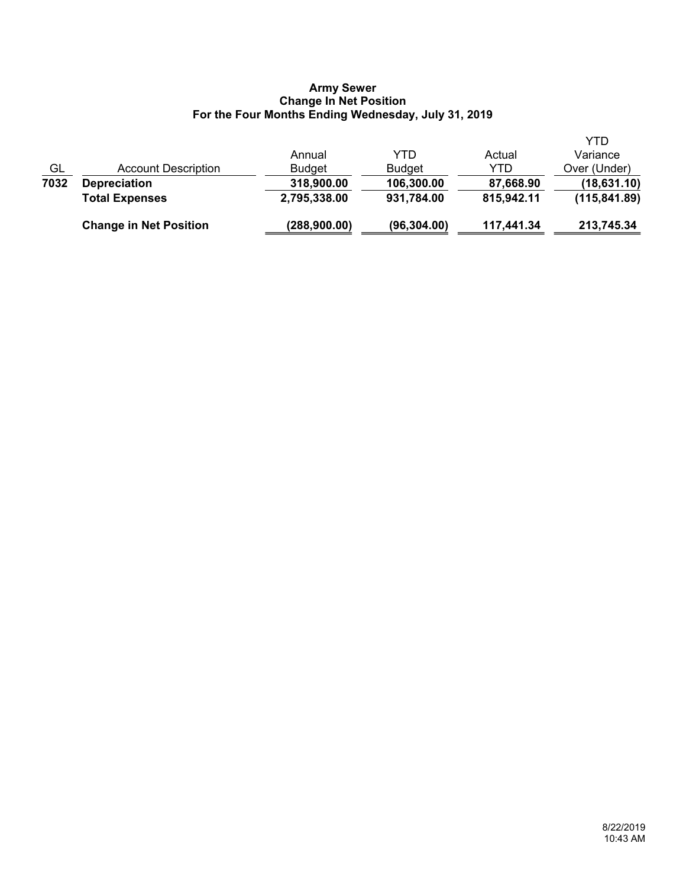**Army Sewer**
**Change In Net Position**
**For the Four Months Ending Wednesday, July 31, 2019**

| GL | Account Description | Annual Budget | YTD Budget | Actual YTD | YTD Variance Over (Under) |
|---|---|---|---|---|---|
| **7032** | **Depreciation** | **318,900.00** | **106,300.00** | **87,668.90** | **(18,631.10)** |
| | **Total Expenses** | **2,795,338.00** | **931,784.00** | **815,942.11** | **(115,841.89)** |
| | **Change in Net Position** | **(288,900.00)** | **(96,304.00)** | **117,441.34** | **213,745.34** |

8/22/2019
10:43 AM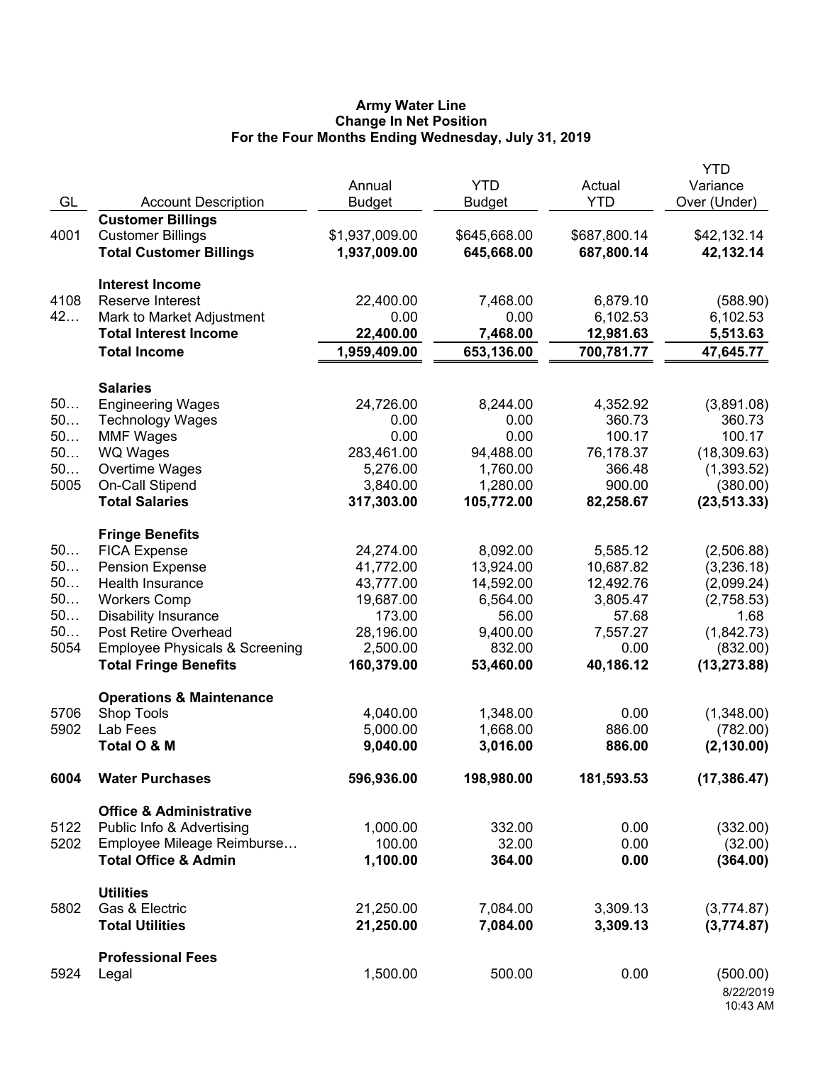**Army Water Line**
**Change In Net Position**
**For the Four Months Ending Wednesday, July 31, 2019**

| GL | Account Description | Annual Budget | YTD Budget | Actual YTD | YTD Variance Over (Under) |
|---|---|---|---|---|---|
| | **Customer Billings** | | | | |
| 4001 | Customer Billings | $1,937,009.00 | $645,668.00 | $687,800.14 | $42,132.14 |
| | **Total Customer Billings** | **1,937,009.00** | **645,668.00** | **687,800.14** | **42,132.14** |
| | **Interest Income** | | | | |
| 4108 | Reserve Interest | 22,400.00 | 7,468.00 | 6,879.10 | (588.90) |
| 42… | Mark to Market Adjustment | 0.00 | 0.00 | 6,102.53 | 6,102.53 |
| | **Total Interest Income** | **22,400.00** | **7,468.00** | **12,981.63** | **5,513.63** |
| | **Total Income** | **1,959,409.00** | **653,136.00** | **700,781.77** | **47,645.77** |
| | **Salaries** | | | | |
| 50… | Engineering Wages | 24,726.00 | 8,244.00 | 4,352.92 | (3,891.08) |
| 50… | Technology Wages | 0.00 | 0.00 | 360.73 | 360.73 |
| 50… | MMF Wages | 0.00 | 0.00 | 100.17 | 100.17 |
| 50… | WQ Wages | 283,461.00 | 94,488.00 | 76,178.37 | (18,309.63) |
| 50… | Overtime Wages | 5,276.00 | 1,760.00 | 366.48 | (1,393.52) |
| 5005 | On-Call Stipend | 3,840.00 | 1,280.00 | 900.00 | (380.00) |
| | **Total Salaries** | **317,303.00** | **105,772.00** | **82,258.67** | **(23,513.33)** |
| | **Fringe Benefits** | | | | |
| 50… | FICA Expense | 24,274.00 | 8,092.00 | 5,585.12 | (2,506.88) |
| 50… | Pension Expense | 41,772.00 | 13,924.00 | 10,687.82 | (3,236.18) |
| 50… | Health Insurance | 43,777.00 | 14,592.00 | 12,492.76 | (2,099.24) |
| 50… | Workers Comp | 19,687.00 | 6,564.00 | 3,805.47 | (2,758.53) |
| 50… | Disability Insurance | 173.00 | 56.00 | 57.68 | 1.68 |
| 50… | Post Retire Overhead | 28,196.00 | 9,400.00 | 7,557.27 | (1,842.73) |
| 5054 | Employee Physicals & Screening | 2,500.00 | 832.00 | 0.00 | (832.00) |
| | **Total Fringe Benefits** | **160,379.00** | **53,460.00** | **40,186.12** | **(13,273.88)** |
| | **Operations & Maintenance** | | | | |
| 5706 | Shop Tools | 4,040.00 | 1,348.00 | 0.00 | (1,348.00) |
| 5902 | Lab Fees | 5,000.00 | 1,668.00 | 886.00 | (782.00) |
| | **Total O & M** | **9,040.00** | **3,016.00** | **886.00** | **(2,130.00)** |
| **6004** | **Water Purchases** | **596,936.00** | **198,980.00** | **181,593.53** | **(17,386.47)** |
| | **Office & Administrative** | | | | |
| 5122 | Public Info & Advertising | 1,000.00 | 332.00 | 0.00 | (332.00) |
| 5202 | Employee Mileage Reimburse… | 100.00 | 32.00 | 0.00 | (32.00) |
| | **Total Office & Admin** | **1,100.00** | **364.00** | **0.00** | **(364.00)** |
| | **Utilities** | | | | |
| 5802 | Gas & Electric | 21,250.00 | 7,084.00 | 3,309.13 | (3,774.87) |
| | **Total Utilities** | **21,250.00** | **7,084.00** | **3,309.13** | **(3,774.87)** |
| | **Professional Fees** | | | | |
| 5924 | Legal | 1,500.00 | 500.00 | 0.00 | (500.00) |

8/22/2019
10:43 AM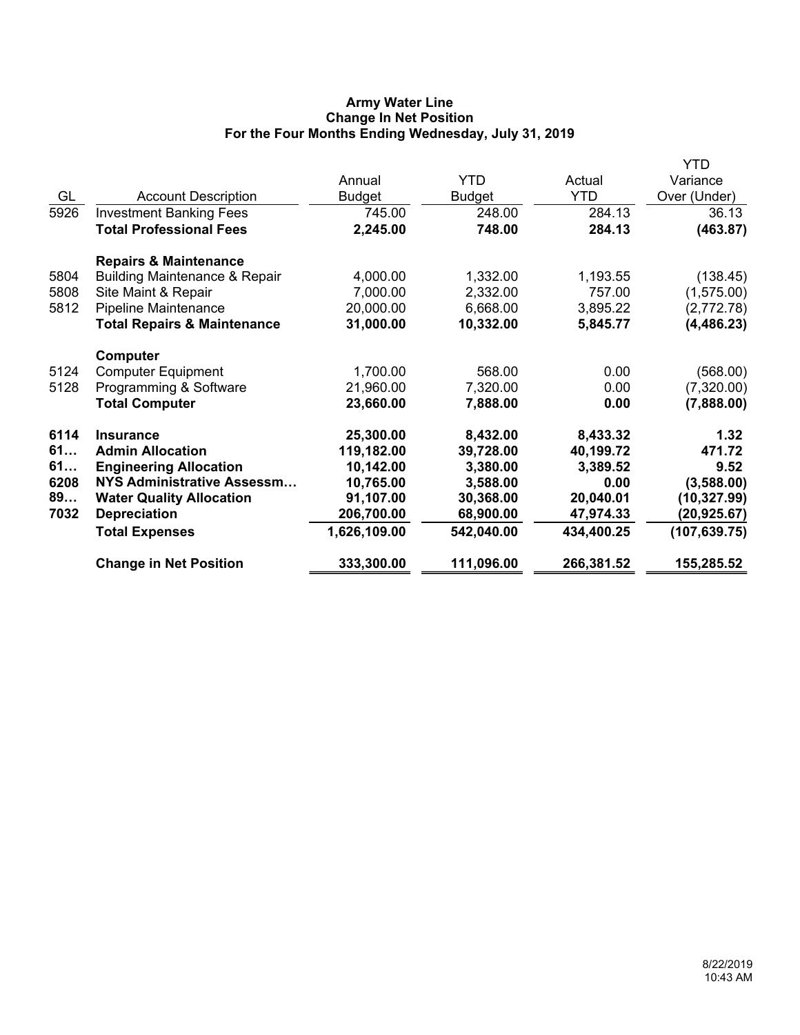# Army Water Line
## Change In Net Position
### For the Four Months Ending Wednesday, July 31, 2019

| GL | Account Description | Annual Budget | YTD Budget | Actual YTD | YTD Variance Over (Under) |
|---|---|---|---|---|---|
| 5926 | Investment Banking Fees | 745.00 | 248.00 | 284.13 | 36.13 |
| | **Total Professional Fees** | **2,245.00** | **748.00** | **284.13** | **(463.87)** |
| | **Repairs & Maintenance** | | | | |
| 5804 | Building Maintenance & Repair | 4,000.00 | 1,332.00 | 1,193.55 | (138.45) |
| 5808 | Site Maint & Repair | 7,000.00 | 2,332.00 | 757.00 | (1,575.00) |
| 5812 | Pipeline Maintenance | 20,000.00 | 6,668.00 | 3,895.22 | (2,772.78) |
| | **Total Repairs & Maintenance** | **31,000.00** | **10,332.00** | **5,845.77** | **(4,486.23)** |
| | **Computer** | | | | |
| 5124 | Computer Equipment | 1,700.00 | 568.00 | 0.00 | (568.00) |
| 5128 | Programming & Software | 21,960.00 | 7,320.00 | 0.00 | (7,320.00) |
| | **Total Computer** | **23,660.00** | **7,888.00** | **0.00** | **(7,888.00)** |
| **6114** | **Insurance** | **25,300.00** | **8,432.00** | **8,433.32** | **1.32** |
| **61…** | **Admin Allocation** | **119,182.00** | **39,728.00** | **40,199.72** | **471.72** |
| **61…** | **Engineering Allocation** | **10,142.00** | **3,380.00** | **3,389.52** | **9.52** |
| **6208** | **NYS Administrative Assessm…** | **10,765.00** | **3,588.00** | **0.00** | **(3,588.00)** |
| **89…** | **Water Quality Allocation** | **91,107.00** | **30,368.00** | **20,040.01** | **(10,327.99)** |
| **7032** | **Depreciation** | **206,700.00** | **68,900.00** | **47,974.33** | **(20,925.67)** |
| | **Total Expenses** | **1,626,109.00** | **542,040.00** | **434,400.25** | **(107,639.75)** |
| | **Change in Net Position** | **333,300.00** | **111,096.00** | **266,381.52** | **155,285.52** |

8/22/2019
10:43 AM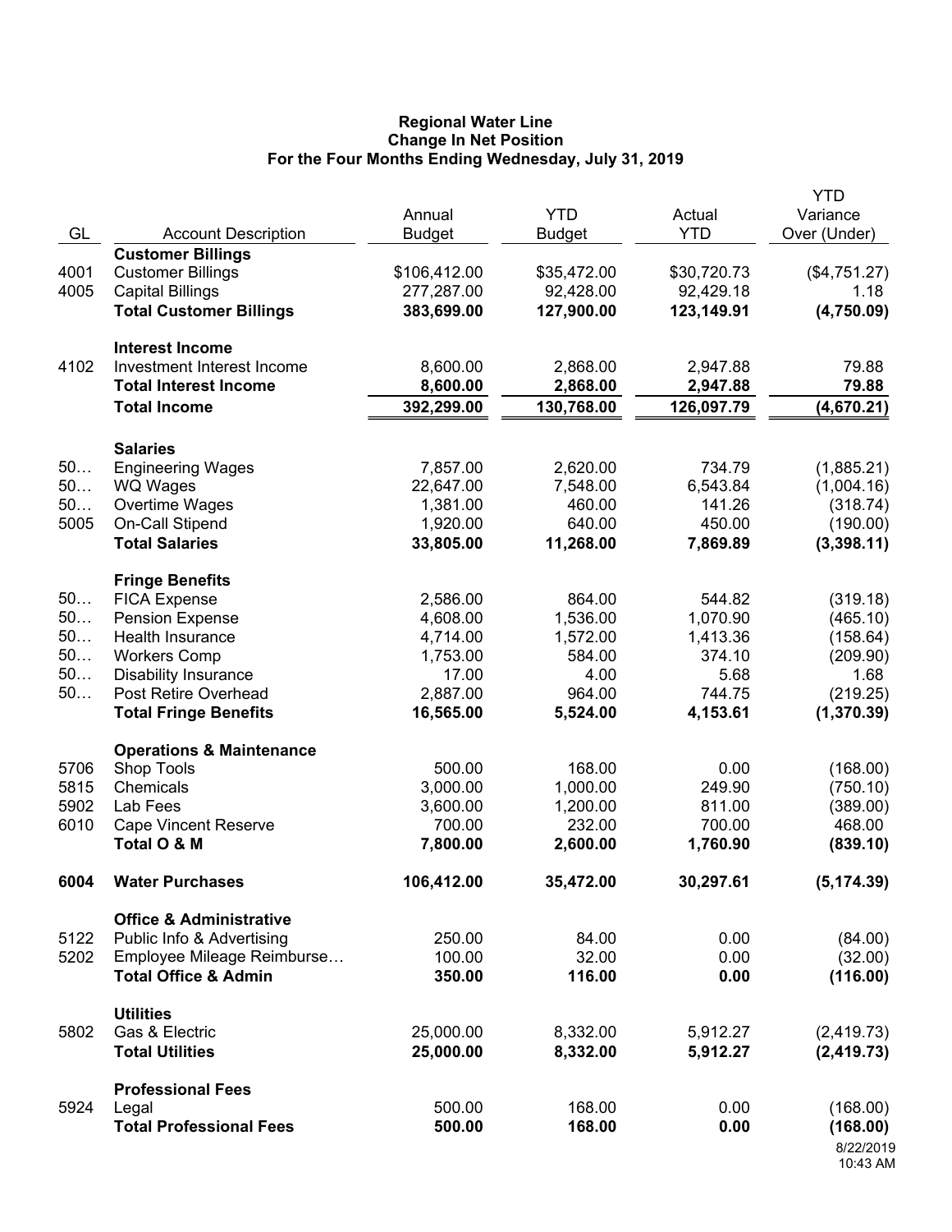**Regional Water Line**
**Change In Net Position**
**For the Four Months Ending Wednesday, July 31, 2019**

| GL | Account Description | Annual Budget | YTD Budget | Actual YTD | YTD Variance Over (Under) |
|---|---|---|---|---|---|
| | **Customer Billings** | | | | |
| 4001 | Customer Billings | $106,412.00 | $35,472.00 | $30,720.73 | ($4,751.27) |
| 4005 | Capital Billings | 277,287.00 | 92,428.00 | 92,429.18 | 1.18 |
| | **Total Customer Billings** | **383,699.00** | **127,900.00** | **123,149.91** | **(4,750.09)** |
| | **Interest Income** | | | | |
| 4102 | Investment Interest Income | 8,600.00 | 2,868.00 | 2,947.88 | 79.88 |
| | **Total Interest Income** | **8,600.00** | **2,868.00** | **2,947.88** | **79.88** |
| | **Total Income** | **392,299.00** | **130,768.00** | **126,097.79** | **(4,670.21)** |
| | **Salaries** | | | | |
| 50… | Engineering Wages | 7,857.00 | 2,620.00 | 734.79 | (1,885.21) |
| 50… | WQ Wages | 22,647.00 | 7,548.00 | 6,543.84 | (1,004.16) |
| 50… | Overtime Wages | 1,381.00 | 460.00 | 141.26 | (318.74) |
| 5005 | On-Call Stipend | 1,920.00 | 640.00 | 450.00 | (190.00) |
| | **Total Salaries** | **33,805.00** | **11,268.00** | **7,869.89** | **(3,398.11)** |
| | **Fringe Benefits** | | | | |
| 50… | FICA Expense | 2,586.00 | 864.00 | 544.82 | (319.18) |
| 50… | Pension Expense | 4,608.00 | 1,536.00 | 1,070.90 | (465.10) |
| 50… | Health Insurance | 4,714.00 | 1,572.00 | 1,413.36 | (158.64) |
| 50… | Workers Comp | 1,753.00 | 584.00 | 374.10 | (209.90) |
| 50… | Disability Insurance | 17.00 | 4.00 | 5.68 | 1.68 |
| 50… | Post Retire Overhead | 2,887.00 | 964.00 | 744.75 | (219.25) |
| | **Total Fringe Benefits** | **16,565.00** | **5,524.00** | **4,153.61** | **(1,370.39)** |
| | **Operations & Maintenance** | | | | |
| 5706 | Shop Tools | 500.00 | 168.00 | 0.00 | (168.00) |
| 5815 | Chemicals | 3,000.00 | 1,000.00 | 249.90 | (750.10) |
| 5902 | Lab Fees | 3,600.00 | 1,200.00 | 811.00 | (389.00) |
| 6010 | Cape Vincent Reserve | 700.00 | 232.00 | 700.00 | 468.00 |
| | **Total O & M** | **7,800.00** | **2,600.00** | **1,760.90** | **(839.10)** |
| **6004** | **Water Purchases** | **106,412.00** | **35,472.00** | **30,297.61** | **(5,174.39)** |
| | **Office & Administrative** | | | | |
| 5122 | Public Info & Advertising | 250.00 | 84.00 | 0.00 | (84.00) |
| 5202 | Employee Mileage Reimburse… | 100.00 | 32.00 | 0.00 | (32.00) |
| | **Total Office & Admin** | **350.00** | **116.00** | **0.00** | **(116.00)** |
| | **Utilities** | | | | |
| 5802 | Gas & Electric | 25,000.00 | 8,332.00 | 5,912.27 | (2,419.73) |
| | **Total Utilities** | **25,000.00** | **8,332.00** | **5,912.27** | **(2,419.73)** |
| | **Professional Fees** | | | | |
| 5924 | Legal | 500.00 | 168.00 | 0.00 | (168.00) |
| | **Total Professional Fees** | **500.00** | **168.00** | **0.00** | **(168.00)** |

8/22/2019
10:43 AM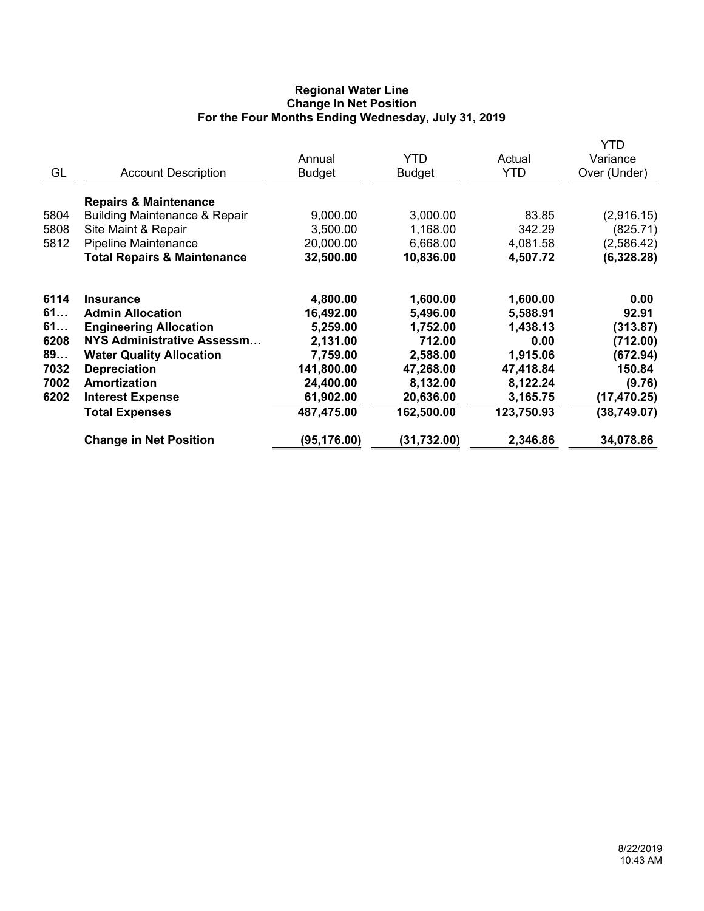# Regional Water Line
## Change In Net Position
### For the Four Months Ending Wednesday, July 31, 2019

| GL | Account Description | Annual Budget | YTD Budget | Actual YTD | YTD Variance Over (Under) |
|---|---|---|---|---|---|
| | **Repairs & Maintenance** | | | | |
| 5804 | Building Maintenance & Repair | 9,000.00 | 3,000.00 | 83.85 | (2,916.15) |
| 5808 | Site Maint & Repair | 3,500.00 | 1,168.00 | 342.29 | (825.71) |
| 5812 | Pipeline Maintenance | 20,000.00 | 6,668.00 | 4,081.58 | (2,586.42) |
| | **Total Repairs & Maintenance** | **32,500.00** | **10,836.00** | **4,507.72** | **(6,328.28)** |
| **6114** | **Insurance** | **4,800.00** | **1,600.00** | **1,600.00** | **0.00** |
| **61…** | **Admin Allocation** | **16,492.00** | **5,496.00** | **5,588.91** | **92.91** |
| **61…** | **Engineering Allocation** | **5,259.00** | **1,752.00** | **1,438.13** | **(313.87)** |
| **6208** | **NYS Administrative Assessm…** | **2,131.00** | **712.00** | **0.00** | **(712.00)** |
| **89…** | **Water Quality Allocation** | **7,759.00** | **2,588.00** | **1,915.06** | **(672.94)** |
| **7032** | **Depreciation** | **141,800.00** | **47,268.00** | **47,418.84** | **150.84** |
| **7002** | **Amortization** | **24,400.00** | **8,132.00** | **8,122.24** | **(9.76)** |
| **6202** | **Interest Expense** | **61,902.00** | **20,636.00** | **3,165.75** | **(17,470.25)** |
| | **Total Expenses** | **487,475.00** | **162,500.00** | **123,750.93** | **(38,749.07)** |
| | **Change in Net Position** | **(95,176.00)** | **(31,732.00)** | **2,346.86** | **34,078.86** |

8/22/2019
10:43 AM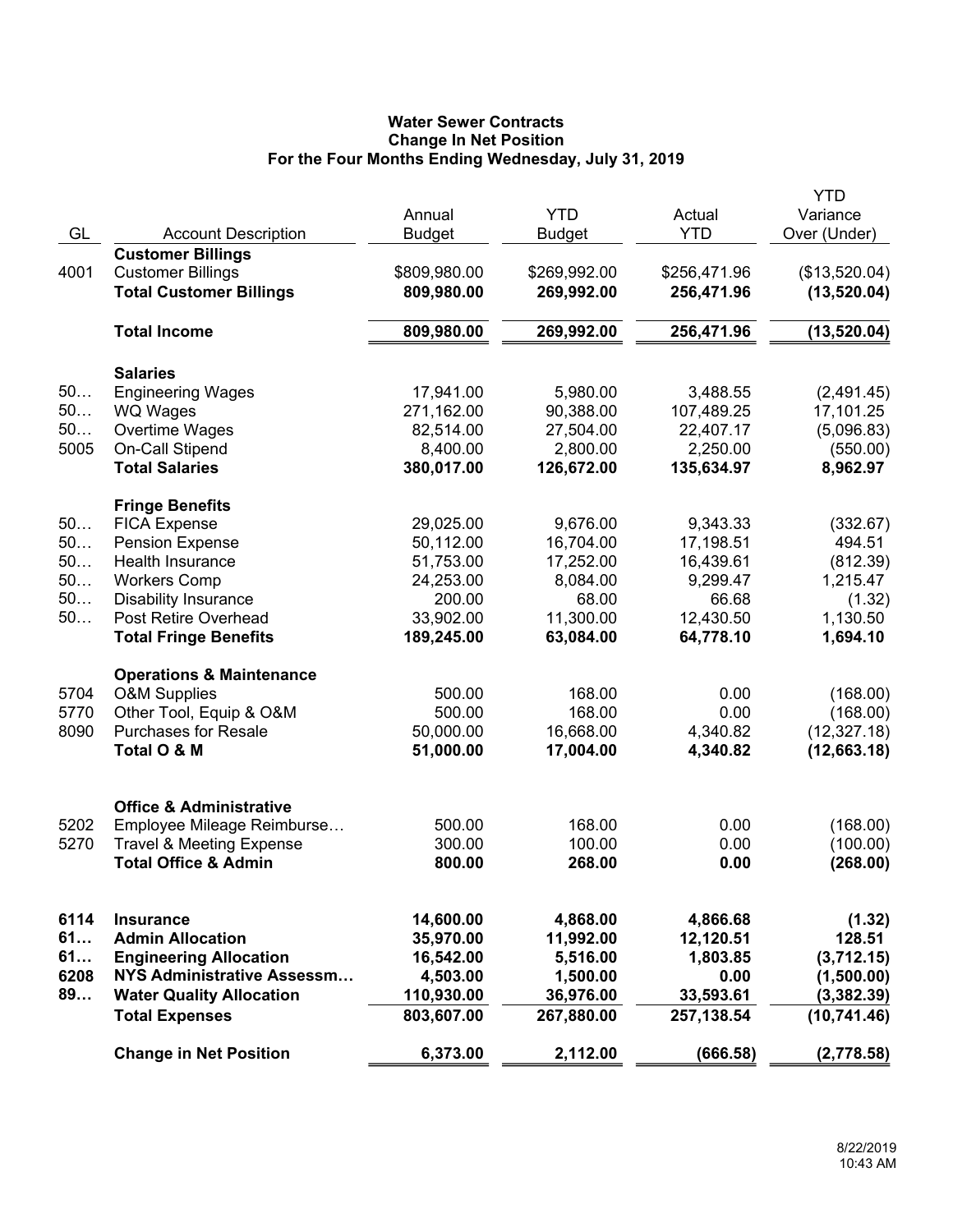# Water Sewer Contracts
## Change In Net Position
### For the Four Months Ending Wednesday, July 31, 2019

| GL | Account Description | Annual Budget | YTD Budget | Actual YTD | YTD Variance Over (Under) |
|---|---|---|---|---|---|
| | **Customer Billings** | | | | |
| 4001 | Customer Billings | $809,980.00 | $269,992.00 | $256,471.96 | ($13,520.04) |
| | **Total Customer Billings** | **809,980.00** | **269,992.00** | **256,471.96** | **(13,520.04)** |
| | **Total Income** | **809,980.00** | **269,992.00** | **256,471.96** | **(13,520.04)** |
| | **Salaries** | | | | |
| 50… | Engineering Wages | 17,941.00 | 5,980.00 | 3,488.55 | (2,491.45) |
| 50… | WQ Wages | 271,162.00 | 90,388.00 | 107,489.25 | 17,101.25 |
| 50… | Overtime Wages | 82,514.00 | 27,504.00 | 22,407.17 | (5,096.83) |
| 5005 | On-Call Stipend | 8,400.00 | 2,800.00 | 2,250.00 | (550.00) |
| | **Total Salaries** | **380,017.00** | **126,672.00** | **135,634.97** | **8,962.97** |
| | **Fringe Benefits** | | | | |
| 50… | FICA Expense | 29,025.00 | 9,676.00 | 9,343.33 | (332.67) |
| 50… | Pension Expense | 50,112.00 | 16,704.00 | 17,198.51 | 494.51 |
| 50… | Health Insurance | 51,753.00 | 17,252.00 | 16,439.61 | (812.39) |
| 50… | Workers Comp | 24,253.00 | 8,084.00 | 9,299.47 | 1,215.47 |
| 50… | Disability Insurance | 200.00 | 68.00 | 66.68 | (1.32) |
| 50… | Post Retire Overhead | 33,902.00 | 11,300.00 | 12,430.50 | 1,130.50 |
| | **Total Fringe Benefits** | **189,245.00** | **63,084.00** | **64,778.10** | **1,694.10** |
| | **Operations & Maintenance** | | | | |
| 5704 | O&M Supplies | 500.00 | 168.00 | 0.00 | (168.00) |
| 5770 | Other Tool, Equip & O&M | 500.00 | 168.00 | 0.00 | (168.00) |
| 8090 | Purchases for Resale | 50,000.00 | 16,668.00 | 4,340.82 | (12,327.18) |
| | **Total O & M** | **51,000.00** | **17,004.00** | **4,340.82** | **(12,663.18)** |
| | **Office & Administrative** | | | | |
| 5202 | Employee Mileage Reimburse… | 500.00 | 168.00 | 0.00 | (168.00) |
| 5270 | Travel & Meeting Expense | 300.00 | 100.00 | 0.00 | (100.00) |
| | **Total Office & Admin** | **800.00** | **268.00** | **0.00** | **(268.00)** |
| **6114** | **Insurance** | **14,600.00** | **4,868.00** | **4,866.68** | **(1.32)** |
| **61…** | **Admin Allocation** | **35,970.00** | **11,992.00** | **12,120.51** | **128.51** |
| **61…** | **Engineering Allocation** | **16,542.00** | **5,516.00** | **1,803.85** | **(3,712.15)** |
| **6208** | **NYS Administrative Assessm…** | **4,503.00** | **1,500.00** | **0.00** | **(1,500.00)** |
| **89…** | **Water Quality Allocation** | **110,930.00** | **36,976.00** | **33,593.61** | **(3,382.39)** |
| | **Total Expenses** | **803,607.00** | **267,880.00** | **257,138.54** | **(10,741.46)** |
| | **Change in Net Position** | **6,373.00** | **2,112.00** | **(666.58)** | **(2,778.58)** |

8/22/2019
10:43 AM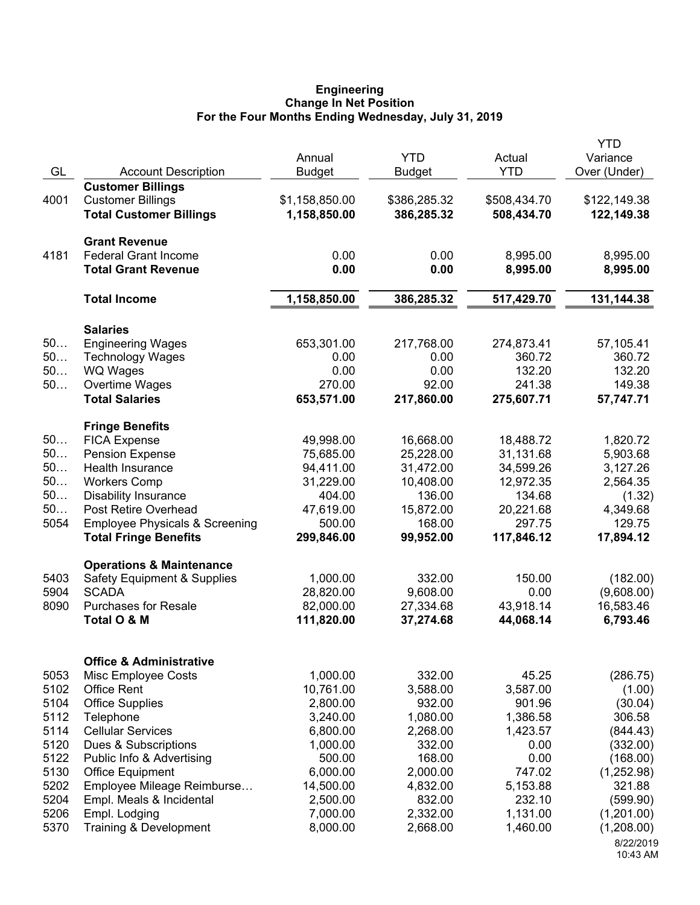**Engineering**
**Change In Net Position**
**For the Four Months Ending Wednesday, July 31, 2019**

| GL | Account Description | Annual Budget | YTD Budget | Actual YTD | YTD Variance Over (Under) |
|---|---|---|---|---|---|
| | **Customer Billings** | | | | |
| 4001 | Customer Billings | $1,158,850.00 | $386,285.32 | $508,434.70 | $122,149.38 |
| | **Total Customer Billings** | **1,158,850.00** | **386,285.32** | **508,434.70** | **122,149.38** |
| | **Grant Revenue** | | | | |
| 4181 | Federal Grant Income | 0.00 | 0.00 | 8,995.00 | 8,995.00 |
| | **Total Grant Revenue** | **0.00** | **0.00** | **8,995.00** | **8,995.00** |
| | **Total Income** | **1,158,850.00** | **386,285.32** | **517,429.70** | **131,144.38** |
| | **Salaries** | | | | |
| 50… | Engineering Wages | 653,301.00 | 217,768.00 | 274,873.41 | 57,105.41 |
| 50… | Technology Wages | 0.00 | 0.00 | 360.72 | 360.72 |
| 50… | WQ Wages | 0.00 | 0.00 | 132.20 | 132.20 |
| 50… | Overtime Wages | 270.00 | 92.00 | 241.38 | 149.38 |
| | **Total Salaries** | **653,571.00** | **217,860.00** | **275,607.71** | **57,747.71** |
| | **Fringe Benefits** | | | | |
| 50… | FICA Expense | 49,998.00 | 16,668.00 | 18,488.72 | 1,820.72 |
| 50… | Pension Expense | 75,685.00 | 25,228.00 | 31,131.68 | 5,903.68 |
| 50… | Health Insurance | 94,411.00 | 31,472.00 | 34,599.26 | 3,127.26 |
| 50… | Workers Comp | 31,229.00 | 10,408.00 | 12,972.35 | 2,564.35 |
| 50… | Disability Insurance | 404.00 | 136.00 | 134.68 | (1.32) |
| 50… | Post Retire Overhead | 47,619.00 | 15,872.00 | 20,221.68 | 4,349.68 |
| 5054 | Employee Physicals & Screening | 500.00 | 168.00 | 297.75 | 129.75 |
| | **Total Fringe Benefits** | **299,846.00** | **99,952.00** | **117,846.12** | **17,894.12** |
| | **Operations & Maintenance** | | | | |
| 5403 | Safety Equipment & Supplies | 1,000.00 | 332.00 | 150.00 | (182.00) |
| 5904 | SCADA | 28,820.00 | 9,608.00 | 0.00 | (9,608.00) |
| 8090 | Purchases for Resale | 82,000.00 | 27,334.68 | 43,918.14 | 16,583.46 |
| | **Total O & M** | **111,820.00** | **37,274.68** | **44,068.14** | **6,793.46** |
| | **Office & Administrative** | | | | |
| 5053 | Misc Employee Costs | 1,000.00 | 332.00 | 45.25 | (286.75) |
| 5102 | Office Rent | 10,761.00 | 3,588.00 | 3,587.00 | (1.00) |
| 5104 | Office Supplies | 2,800.00 | 932.00 | 901.96 | (30.04) |
| 5112 | Telephone | 3,240.00 | 1,080.00 | 1,386.58 | 306.58 |
| 5114 | Cellular Services | 6,800.00 | 2,268.00 | 1,423.57 | (844.43) |
| 5120 | Dues & Subscriptions | 1,000.00 | 332.00 | 0.00 | (332.00) |
| 5122 | Public Info & Advertising | 500.00 | 168.00 | 0.00 | (168.00) |
| 5130 | Office Equipment | 6,000.00 | 2,000.00 | 747.02 | (1,252.98) |
| 5202 | Employee Mileage Reimburse… | 14,500.00 | 4,832.00 | 5,153.88 | 321.88 |
| 5204 | Empl. Meals & Incidental | 2,500.00 | 832.00 | 232.10 | (599.90) |
| 5206 | Empl. Lodging | 7,000.00 | 2,332.00 | 1,131.00 | (1,201.00) |
| 5370 | Training & Development | 8,000.00 | 2,668.00 | 1,460.00 | (1,208.00) |

8/22/2019
10:43 AM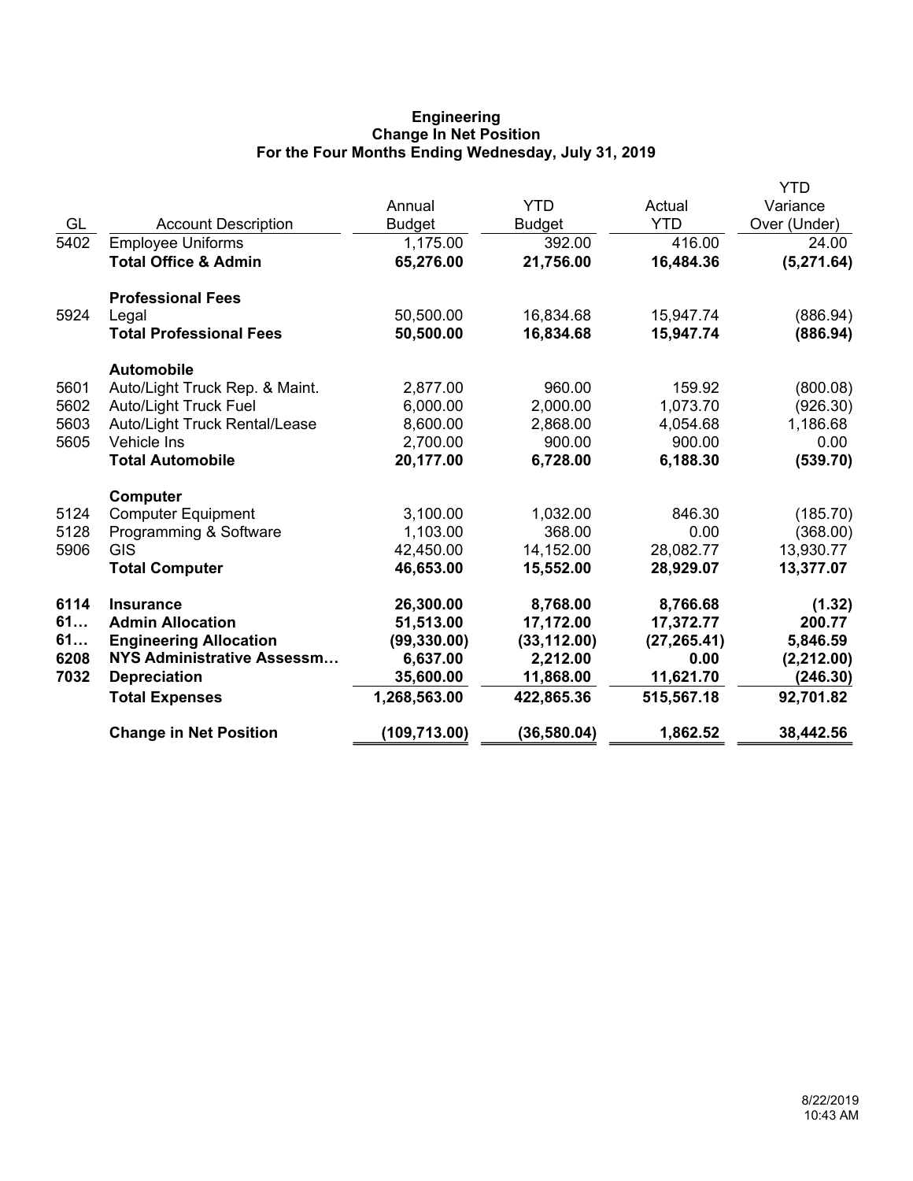**Engineering**
**Change In Net Position**
**For the Four Months Ending Wednesday, July 31, 2019**

| GL | Account Description | Annual Budget | YTD Budget | Actual YTD | YTD Variance Over (Under) |
|---|---|---|---|---|---|
| 5402 | Employee Uniforms | 1,175.00 | 392.00 | 416.00 | 24.00 |
| | **Total Office & Admin** | **65,276.00** | **21,756.00** | **16,484.36** | **(5,271.64)** |
| | **Professional Fees** | | | | |
| 5924 | Legal | 50,500.00 | 16,834.68 | 15,947.74 | (886.94) |
| | **Total Professional Fees** | **50,500.00** | **16,834.68** | **15,947.74** | **(886.94)** |
| | **Automobile** | | | | |
| 5601 | Auto/Light Truck Rep. & Maint. | 2,877.00 | 960.00 | 159.92 | (800.08) |
| 5602 | Auto/Light Truck Fuel | 6,000.00 | 2,000.00 | 1,073.70 | (926.30) |
| 5603 | Auto/Light Truck Rental/Lease | 8,600.00 | 2,868.00 | 4,054.68 | 1,186.68 |
| 5605 | Vehicle Ins | 2,700.00 | 900.00 | 900.00 | 0.00 |
| | **Total Automobile** | **20,177.00** | **6,728.00** | **6,188.30** | **(539.70)** |
| | **Computer** | | | | |
| 5124 | Computer Equipment | 3,100.00 | 1,032.00 | 846.30 | (185.70) |
| 5128 | Programming & Software | 1,103.00 | 368.00 | 0.00 | (368.00) |
| 5906 | GIS | 42,450.00 | 14,152.00 | 28,082.77 | 13,930.77 |
| | **Total Computer** | **46,653.00** | **15,552.00** | **28,929.07** | **13,377.07** |
| **6114** | **Insurance** | **26,300.00** | **8,768.00** | **8,766.68** | **(1.32)** |
| **61…** | **Admin Allocation** | **51,513.00** | **17,172.00** | **17,372.77** | **200.77** |
| **61…** | **Engineering Allocation** | **(99,330.00)** | **(33,112.00)** | **(27,265.41)** | **5,846.59** |
| **6208** | **NYS Administrative Assessm…** | **6,637.00** | **2,212.00** | **0.00** | **(2,212.00)** |
| **7032** | **Depreciation** | **35,600.00** | **11,868.00** | **11,621.70** | **(246.30)** |
| | **Total Expenses** | **1,268,563.00** | **422,865.36** | **515,567.18** | **92,701.82** |
| | **Change in Net Position** | **(109,713.00)** | **(36,580.04)** | **1,862.52** | **38,442.56** |

8/22/2019
10:43 AM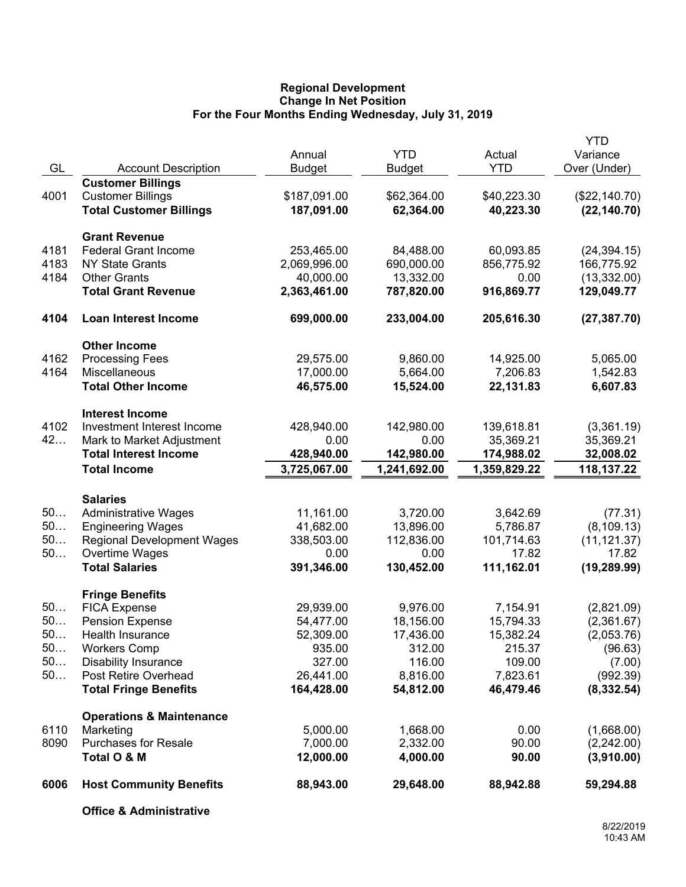**Regional Development**
**Change In Net Position**
**For the Four Months Ending Wednesday, July 31, 2019**

| GL | Account Description | Annual Budget | YTD Budget | Actual YTD | YTD Variance Over (Under) |
|---|---|---|---|---|---|
| | **Customer Billings** | | | | |
| 4001 | Customer Billings | $187,091.00 | $62,364.00 | $40,223.30 | ($22,140.70) |
| | **Total Customer Billings** | **187,091.00** | **62,364.00** | **40,223.30** | **(22,140.70)** |
| | **Grant Revenue** | | | | |
| 4181 | Federal Grant Income | 253,465.00 | 84,488.00 | 60,093.85 | (24,394.15) |
| 4183 | NY State Grants | 2,069,996.00 | 690,000.00 | 856,775.92 | 166,775.92 |
| 4184 | Other Grants | 40,000.00 | 13,332.00 | 0.00 | (13,332.00) |
| | **Total Grant Revenue** | **2,363,461.00** | **787,820.00** | **916,869.77** | **129,049.77** |
| **4104** | **Loan Interest Income** | **699,000.00** | **233,004.00** | **205,616.30** | **(27,387.70)** |
| | **Other Income** | | | | |
| 4162 | Processing Fees | 29,575.00 | 9,860.00 | 14,925.00 | 5,065.00 |
| 4164 | Miscellaneous | 17,000.00 | 5,664.00 | 7,206.83 | 1,542.83 |
| | **Total Other Income** | **46,575.00** | **15,524.00** | **22,131.83** | **6,607.83** |
| | **Interest Income** | | | | |
| 4102 | Investment Interest Income | 428,940.00 | 142,980.00 | 139,618.81 | (3,361.19) |
| 42… | Mark to Market Adjustment | 0.00 | 0.00 | 35,369.21 | 35,369.21 |
| | **Total Interest Income** | **428,940.00** | **142,980.00** | **174,988.02** | **32,008.02** |
| | **Total Income** | **3,725,067.00** | **1,241,692.00** | **1,359,829.22** | **118,137.22** |
| | **Salaries** | | | | |
| 50… | Administrative Wages | 11,161.00 | 3,720.00 | 3,642.69 | (77.31) |
| 50… | Engineering Wages | 41,682.00 | 13,896.00 | 5,786.87 | (8,109.13) |
| 50… | Regional Development Wages | 338,503.00 | 112,836.00 | 101,714.63 | (11,121.37) |
| 50… | Overtime Wages | 0.00 | 0.00 | 17.82 | 17.82 |
| | **Total Salaries** | **391,346.00** | **130,452.00** | **111,162.01** | **(19,289.99)** |
| | **Fringe Benefits** | | | | |
| 50… | FICA Expense | 29,939.00 | 9,976.00 | 7,154.91 | (2,821.09) |
| 50… | Pension Expense | 54,477.00 | 18,156.00 | 15,794.33 | (2,361.67) |
| 50… | Health Insurance | 52,309.00 | 17,436.00 | 15,382.24 | (2,053.76) |
| 50… | Workers Comp | 935.00 | 312.00 | 215.37 | (96.63) |
| 50… | Disability Insurance | 327.00 | 116.00 | 109.00 | (7.00) |
| 50… | Post Retire Overhead | 26,441.00 | 8,816.00 | 7,823.61 | (992.39) |
| | **Total Fringe Benefits** | **164,428.00** | **54,812.00** | **46,479.46** | **(8,332.54)** |
| | **Operations & Maintenance** | | | | |
| 6110 | Marketing | 5,000.00 | 1,668.00 | 0.00 | (1,668.00) |
| 8090 | Purchases for Resale | 7,000.00 | 2,332.00 | 90.00 | (2,242.00) |
| | **Total O & M** | **12,000.00** | **4,000.00** | **90.00** | **(3,910.00)** |
| **6006** | **Host Community Benefits** | **88,943.00** | **29,648.00** | **88,942.88** | **59,294.88** |
| | **Office & Administrative** | | | | |

8/22/2019
10:43 AM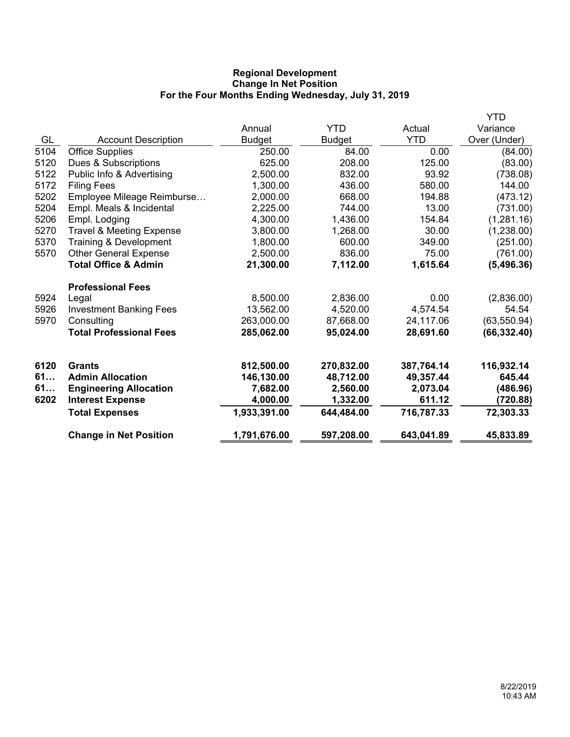**Regional Development**
**Change In Net Position**
**For the Four Months Ending Wednesday, July 31, 2019**

| GL | Account Description | Annual Budget | YTD Budget | Actual YTD | YTD Variance Over (Under) |
|---|---|---|---|---|---|
| 5104 | Office Supplies | 250.00 | 84.00 | 0.00 | (84.00) |
| 5120 | Dues & Subscriptions | 625.00 | 208.00 | 125.00 | (83.00) |
| 5122 | Public Info & Advertising | 2,500.00 | 832.00 | 93.92 | (738.08) |
| 5172 | Filing Fees | 1,300.00 | 436.00 | 580.00 | 144.00 |
| 5202 | Employee Mileage Reimburse… | 2,000.00 | 668.00 | 194.88 | (473.12) |
| 5204 | Empl. Meals & Incidental | 2,225.00 | 744.00 | 13.00 | (731.00) |
| 5206 | Empl. Lodging | 4,300.00 | 1,436.00 | 154.84 | (1,281.16) |
| 5270 | Travel & Meeting Expense | 3,800.00 | 1,268.00 | 30.00 | (1,238.00) |
| 5370 | Training & Development | 1,800.00 | 600.00 | 349.00 | (251.00) |
| 5570 | Other General Expense | 2,500.00 | 836.00 | 75.00 | (761.00) |
| | **Total Office & Admin** | **21,300.00** | **7,112.00** | **1,615.64** | **(5,496.36)** |
| | **Professional Fees** | | | | |
| 5924 | Legal | 8,500.00 | 2,836.00 | 0.00 | (2,836.00) |
| 5926 | Investment Banking Fees | 13,562.00 | 4,520.00 | 4,574.54 | 54.54 |
| 5970 | Consulting | 263,000.00 | 87,668.00 | 24,117.06 | (63,550.94) |
| | **Total Professional Fees** | **285,062.00** | **95,024.00** | **28,691.60** | **(66,332.40)** |
| **6120** | **Grants** | **812,500.00** | **270,832.00** | **387,764.14** | **116,932.14** |
| **61…** | **Admin Allocation** | **146,130.00** | **48,712.00** | **49,357.44** | **645.44** |
| **61…** | **Engineering Allocation** | **7,682.00** | **2,560.00** | **2,073.04** | **(486.96)** |
| **6202** | **Interest Expense** | **4,000.00** | **1,332.00** | **611.12** | **(720.88)** |
| | **Total Expenses** | **1,933,391.00** | **644,484.00** | **716,787.33** | **72,303.33** |
| | **Change in Net Position** | **1,791,676.00** | **597,208.00** | **643,041.89** | **45,833.89** |

8/22/2019
10:43 AM